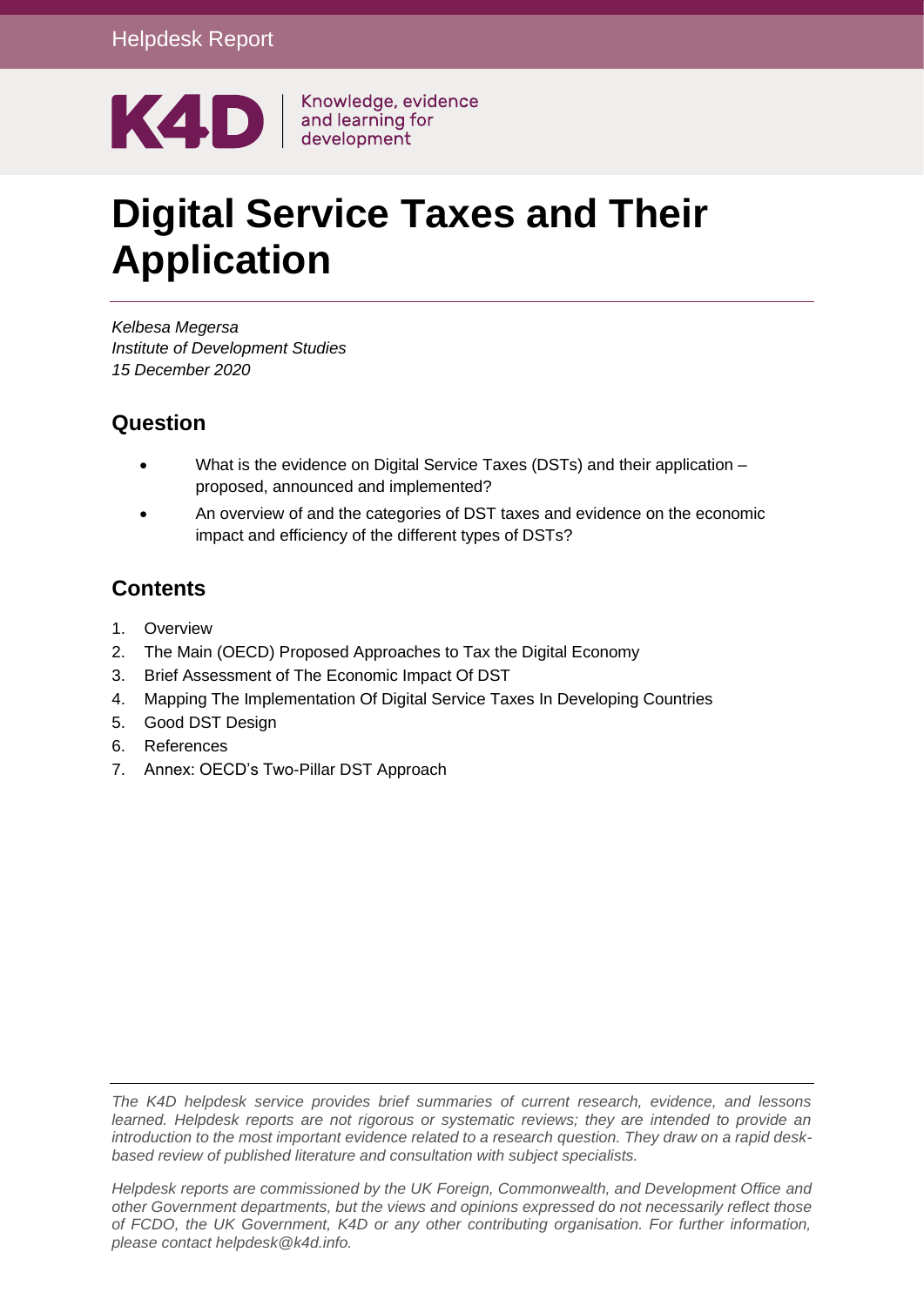Helpdesk Report

K4D | Knowledge, evidence and learning for development

# Digital Service Taxes and Their Application

*Kelbesa Megersa*
*Institute of Development Studies*
*15 December 2020*

## Question

- What is the evidence on Digital Service Taxes (DSTs) and their application – proposed, announced and implemented?
- An overview of and the categories of DST taxes and evidence on the economic impact and efficiency of the different types of DSTs?

## Contents

1. Overview
2. The Main (OECD) Proposed Approaches to Tax the Digital Economy
3. Brief Assessment of The Economic Impact Of DST
4. Mapping The Implementation Of Digital Service Taxes In Developing Countries
5. Good DST Design
6. References
7. Annex: OECD's Two-Pillar DST Approach

*The K4D helpdesk service provides brief summaries of current research, evidence, and lessons learned. Helpdesk reports are not rigorous or systematic reviews; they are intended to provide an introduction to the most important evidence related to a research question. They draw on a rapid desk-based review of published literature and consultation with subject specialists.*

*Helpdesk reports are commissioned by the UK Foreign, Commonwealth, and Development Office and other Government departments, but the views and opinions expressed do not necessarily reflect those of FCDO, the UK Government, K4D or any other contributing organisation. For further information, please contact helpdesk@k4d.info.*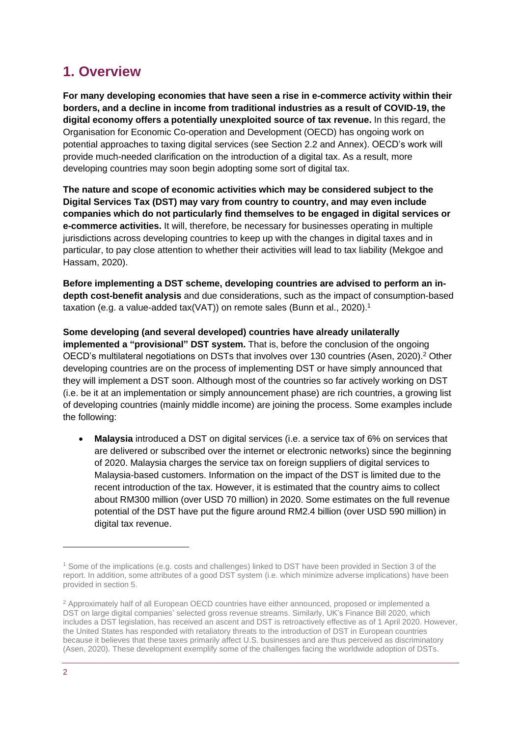# 1. Overview

**For many developing economies that have seen a rise in e-commerce activity within their borders, and a decline in income from traditional industries as a result of COVID-19, the digital economy offers a potentially unexploited source of tax revenue.** In this regard, the Organisation for Economic Co-operation and Development (OECD) has ongoing work on potential approaches to taxing digital services (see Section 2.2 and Annex). OECD's work will provide much-needed clarification on the introduction of a digital tax. As a result, more developing countries may soon begin adopting some sort of digital tax.

**The nature and scope of economic activities which may be considered subject to the Digital Services Tax (DST) may vary from country to country, and may even include companies which do not particularly find themselves to be engaged in digital services or e-commerce activities.** It will, therefore, be necessary for businesses operating in multiple jurisdictions across developing countries to keep up with the changes in digital taxes and in particular, to pay close attention to whether their activities will lead to tax liability (Mekgoe and Hassam, 2020).

**Before implementing a DST scheme, developing countries are advised to perform an in-depth cost-benefit analysis** and due considerations, such as the impact of consumption-based taxation (e.g. a value-added tax(VAT)) on remote sales (Bunn et al., 2020).[1]

**Some developing (and several developed) countries have already unilaterally implemented a "provisional" DST system.** That is, before the conclusion of the ongoing OECD's multilateral negotiations on DSTs that involves over 130 countries (Asen, 2020).[2] Other developing countries are on the process of implementing DST or have simply announced that they will implement a DST soon. Although most of the countries so far actively working on DST (i.e. be it at an implementation or simply announcement phase) are rich countries, a growing list of developing countries (mainly middle income) are joining the process. Some examples include the following:

- **Malaysia** introduced a DST on digital services (i.e. a service tax of 6% on services that are delivered or subscribed over the internet or electronic networks) since the beginning of 2020. Malaysia charges the service tax on foreign suppliers of digital services to Malaysia-based customers. Information on the impact of the DST is limited due to the recent introduction of the tax. However, it is estimated that the country aims to collect about RM300 million (over USD 70 million) in 2020. Some estimates on the full revenue potential of the DST have put the figure around RM2.4 billion (over USD 590 million) in digital tax revenue.

---

[1] Some of the implications (e.g. costs and challenges) linked to DST have been provided in Section 3 of the report. In addition, some attributes of a good DST system (i.e. which minimize adverse implications) have been provided in section 5.

[2] Approximately half of all European OECD countries have either announced, proposed or implemented a DST on large digital companies' selected gross revenue streams. Similarly, UK's Finance Bill 2020, which includes a DST legislation, has received an ascent and DST is retroactively effective as of 1 April 2020. However, the United States has responded with retaliatory threats to the introduction of DST in European countries because it believes that these taxes primarily affect U.S. businesses and are thus perceived as discriminatory (Asen, 2020). These development exemplify some of the challenges facing the worldwide adoption of DSTs.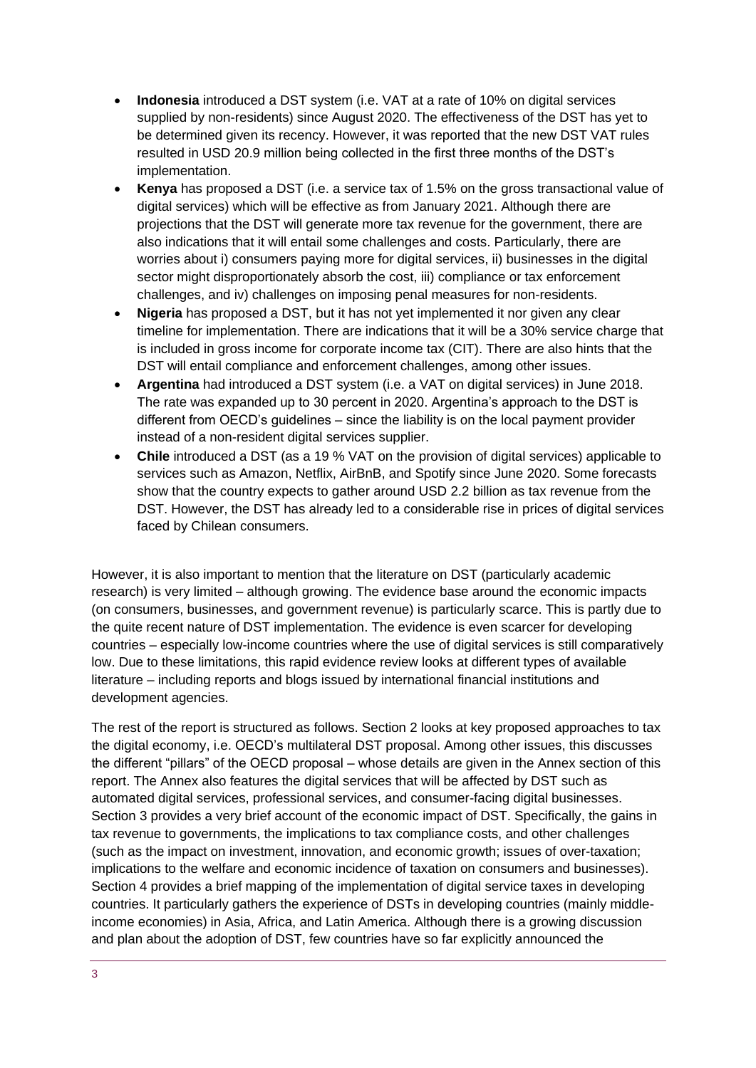- **Indonesia** introduced a DST system (i.e. VAT at a rate of 10% on digital services supplied by non-residents) since August 2020. The effectiveness of the DST has yet to be determined given its recency. However, it was reported that the new DST VAT rules resulted in USD 20.9 million being collected in the first three months of the DST's implementation.
- **Kenya** has proposed a DST (i.e. a service tax of 1.5% on the gross transactional value of digital services) which will be effective as from January 2021. Although there are projections that the DST will generate more tax revenue for the government, there are also indications that it will entail some challenges and costs. Particularly, there are worries about i) consumers paying more for digital services, ii) businesses in the digital sector might disproportionately absorb the cost, iii) compliance or tax enforcement challenges, and iv) challenges on imposing penal measures for non-residents.
- **Nigeria** has proposed a DST, but it has not yet implemented it nor given any clear timeline for implementation. There are indications that it will be a 30% service charge that is included in gross income for corporate income tax (CIT). There are also hints that the DST will entail compliance and enforcement challenges, among other issues.
- **Argentina** had introduced a DST system (i.e. a VAT on digital services) in June 2018. The rate was expanded up to 30 percent in 2020. Argentina's approach to the DST is different from OECD's guidelines – since the liability is on the local payment provider instead of a non-resident digital services supplier.
- **Chile** introduced a DST (as a 19 % VAT on the provision of digital services) applicable to services such as Amazon, Netflix, AirBnB, and Spotify since June 2020. Some forecasts show that the country expects to gather around USD 2.2 billion as tax revenue from the DST. However, the DST has already led to a considerable rise in prices of digital services faced by Chilean consumers.

However, it is also important to mention that the literature on DST (particularly academic research) is very limited – although growing. The evidence base around the economic impacts (on consumers, businesses, and government revenue) is particularly scarce. This is partly due to the quite recent nature of DST implementation. The evidence is even scarcer for developing countries – especially low-income countries where the use of digital services is still comparatively low. Due to these limitations, this rapid evidence review looks at different types of available literature – including reports and blogs issued by international financial institutions and development agencies.

The rest of the report is structured as follows. Section 2 looks at key proposed approaches to tax the digital economy, i.e. OECD's multilateral DST proposal. Among other issues, this discusses the different "pillars" of the OECD proposal – whose details are given in the Annex section of this report. The Annex also features the digital services that will be affected by DST such as automated digital services, professional services, and consumer-facing digital businesses. Section 3 provides a very brief account of the economic impact of DST. Specifically, the gains in tax revenue to governments, the implications to tax compliance costs, and other challenges (such as the impact on investment, innovation, and economic growth; issues of over-taxation; implications to the welfare and economic incidence of taxation on consumers and businesses). Section 4 provides a brief mapping of the implementation of digital service taxes in developing countries. It particularly gathers the experience of DSTs in developing countries (mainly middle-income economies) in Asia, Africa, and Latin America. Although there is a growing discussion and plan about the adoption of DST, few countries have so far explicitly announced the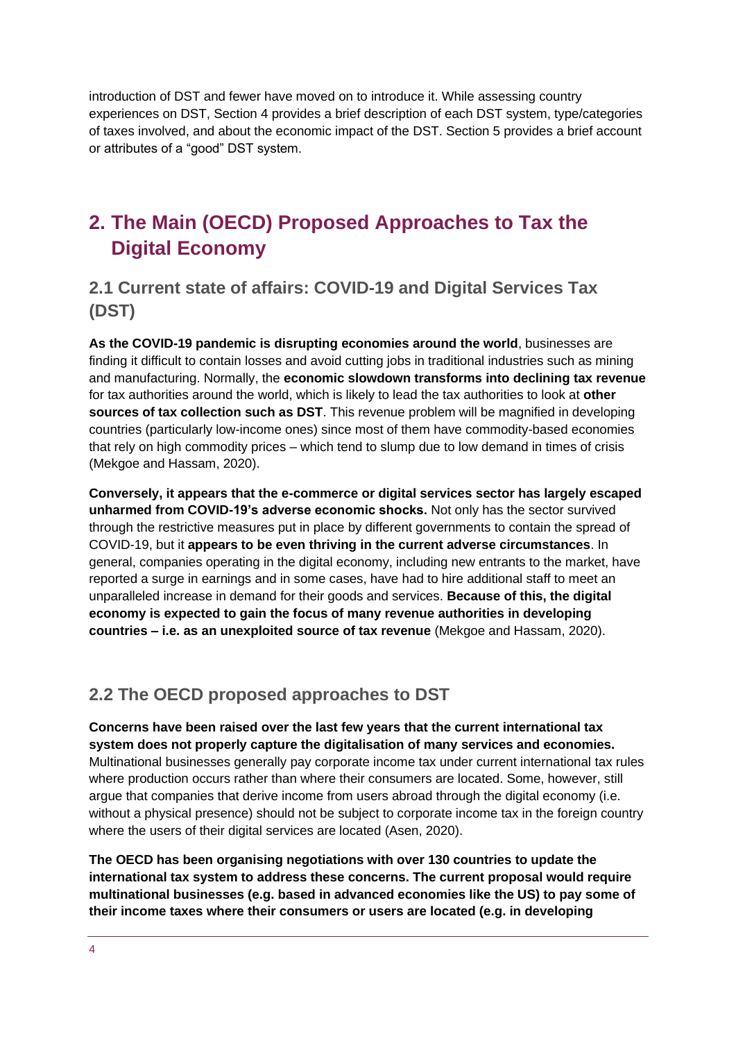introduction of DST and fewer have moved on to introduce it. While assessing country experiences on DST, Section 4 provides a brief description of each DST system, type/categories of taxes involved, and about the economic impact of the DST. Section 5 provides a brief account or attributes of a "good" DST system.

# 2. The Main (OECD) Proposed Approaches to Tax the Digital Economy

## 2.1 Current state of affairs: COVID-19 and Digital Services Tax (DST)

**As the COVID-19 pandemic is disrupting economies around the world**, businesses are finding it difficult to contain losses and avoid cutting jobs in traditional industries such as mining and manufacturing. Normally, the **economic slowdown transforms into declining tax revenue** for tax authorities around the world, which is likely to lead the tax authorities to look at **other sources of tax collection such as DST**. This revenue problem will be magnified in developing countries (particularly low-income ones) since most of them have commodity-based economies that rely on high commodity prices – which tend to slump due to low demand in times of crisis (Mekgoe and Hassam, 2020).

**Conversely, it appears that the e-commerce or digital services sector has largely escaped unharmed from COVID-19's adverse economic shocks.** Not only has the sector survived through the restrictive measures put in place by different governments to contain the spread of COVID-19, but it **appears to be even thriving in the current adverse circumstances**. In general, companies operating in the digital economy, including new entrants to the market, have reported a surge in earnings and in some cases, have had to hire additional staff to meet an unparalleled increase in demand for their goods and services. **Because of this, the digital economy is expected to gain the focus of many revenue authorities in developing countries – i.e. as an unexploited source of tax revenue** (Mekgoe and Hassam, 2020).

## 2.2 The OECD proposed approaches to DST

**Concerns have been raised over the last few years that the current international tax system does not properly capture the digitalisation of many services and economies.** Multinational businesses generally pay corporate income tax under current international tax rules where production occurs rather than where their consumers are located. Some, however, still argue that companies that derive income from users abroad through the digital economy (i.e. without a physical presence) should not be subject to corporate income tax in the foreign country where the users of their digital services are located (Asen, 2020).

**The OECD has been organising negotiations with over 130 countries to update the international tax system to address these concerns. The current proposal would require multinational businesses (e.g. based in advanced economies like the US) to pay some of their income taxes where their consumers or users are located (e.g. in developing**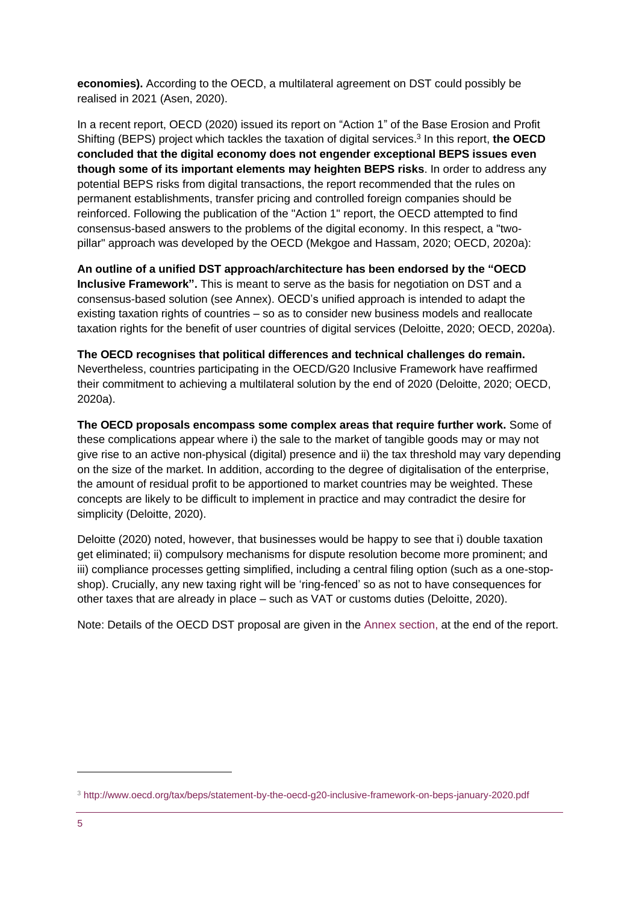**economies).** According to the OECD, a multilateral agreement on DST could possibly be realised in 2021 (Asen, 2020).

In a recent report, OECD (2020) issued its report on "Action 1" of the Base Erosion and Profit Shifting (BEPS) project which tackles the taxation of digital services.[3] In this report, **the OECD concluded that the digital economy does not engender exceptional BEPS issues even though some of its important elements may heighten BEPS risks**. In order to address any potential BEPS risks from digital transactions, the report recommended that the rules on permanent establishments, transfer pricing and controlled foreign companies should be reinforced. Following the publication of the "Action 1" report, the OECD attempted to find consensus-based answers to the problems of the digital economy. In this respect, a "two-pillar" approach was developed by the OECD (Mekgoe and Hassam, 2020; OECD, 2020a):

**An outline of a unified DST approach/architecture has been endorsed by the "OECD Inclusive Framework".** This is meant to serve as the basis for negotiation on DST and a consensus-based solution (see Annex). OECD's unified approach is intended to adapt the existing taxation rights of countries – so as to consider new business models and reallocate taxation rights for the benefit of user countries of digital services (Deloitte, 2020; OECD, 2020a).

**The OECD recognises that political differences and technical challenges do remain.** Nevertheless, countries participating in the OECD/G20 Inclusive Framework have reaffirmed their commitment to achieving a multilateral solution by the end of 2020 (Deloitte, 2020; OECD, 2020a).

**The OECD proposals encompass some complex areas that require further work.** Some of these complications appear where i) the sale to the market of tangible goods may or may not give rise to an active non-physical (digital) presence and ii) the tax threshold may vary depending on the size of the market. In addition, according to the degree of digitalisation of the enterprise, the amount of residual profit to be apportioned to market countries may be weighted. These concepts are likely to be difficult to implement in practice and may contradict the desire for simplicity (Deloitte, 2020).

Deloitte (2020) noted, however, that businesses would be happy to see that i) double taxation get eliminated; ii) compulsory mechanisms for dispute resolution become more prominent; and iii) compliance processes getting simplified, including a central filing option (such as a one-stop-shop). Crucially, any new taxing right will be 'ring-fenced' so as not to have consequences for other taxes that are already in place – such as VAT or customs duties (Deloitte, 2020).

Note: Details of the OECD DST proposal are given in the Annex section, at the end of the report.

[3] http://www.oecd.org/tax/beps/statement-by-the-oecd-g20-inclusive-framework-on-beps-january-2020.pdf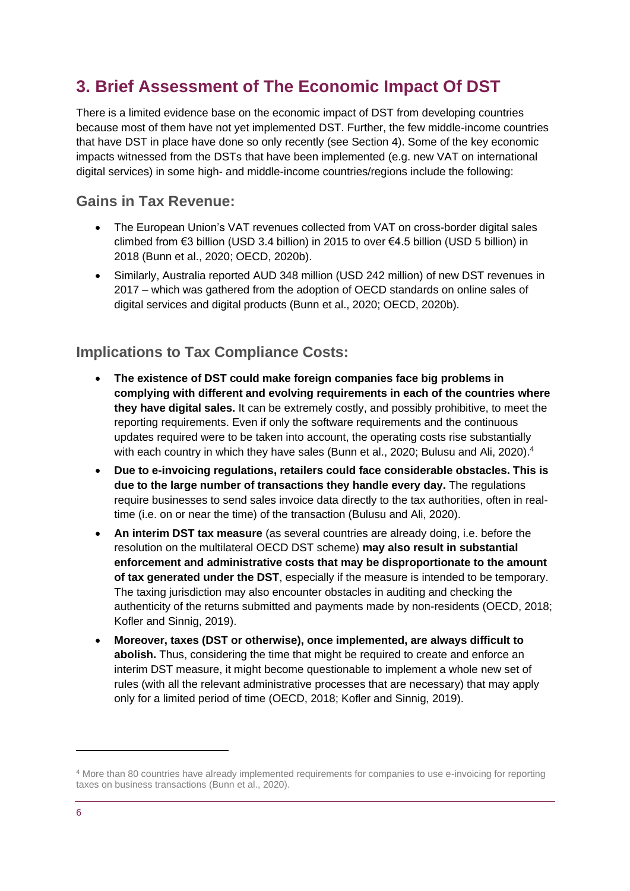## 3. Brief Assessment of The Economic Impact Of DST

There is a limited evidence base on the economic impact of DST from developing countries because most of them have not yet implemented DST. Further, the few middle-income countries that have DST in place have done so only recently (see Section 4). Some of the key economic impacts witnessed from the DSTs that have been implemented (e.g. new VAT on international digital services) in some high- and middle-income countries/regions include the following:

### Gains in Tax Revenue:

- The European Union's VAT revenues collected from VAT on cross-border digital sales climbed from €3 billion (USD 3.4 billion) in 2015 to over €4.5 billion (USD 5 billion) in 2018 (Bunn et al., 2020; OECD, 2020b).
- Similarly, Australia reported AUD 348 million (USD 242 million) of new DST revenues in 2017 – which was gathered from the adoption of OECD standards on online sales of digital services and digital products (Bunn et al., 2020; OECD, 2020b).

### Implications to Tax Compliance Costs:

- **The existence of DST could make foreign companies face big problems in complying with different and evolving requirements in each of the countries where they have digital sales.** It can be extremely costly, and possibly prohibitive, to meet the reporting requirements. Even if only the software requirements and the continuous updates required were to be taken into account, the operating costs rise substantially with each country in which they have sales (Bunn et al., 2020; Bulusu and Ali, 2020).[4]
- **Due to e-invoicing regulations, retailers could face considerable obstacles. This is due to the large number of transactions they handle every day.** The regulations require businesses to send sales invoice data directly to the tax authorities, often in real-time (i.e. on or near the time) of the transaction (Bulusu and Ali, 2020).
- **An interim DST tax measure** (as several countries are already doing, i.e. before the resolution on the multilateral OECD DST scheme) **may also result in substantial enforcement and administrative costs that may be disproportionate to the amount of tax generated under the DST**, especially if the measure is intended to be temporary. The taxing jurisdiction may also encounter obstacles in auditing and checking the authenticity of the returns submitted and payments made by non-residents (OECD, 2018; Kofler and Sinnig, 2019).
- **Moreover, taxes (DST or otherwise), once implemented, are always difficult to abolish.** Thus, considering the time that might be required to create and enforce an interim DST measure, it might become questionable to implement a whole new set of rules (with all the relevant administrative processes that are necessary) that may apply only for a limited period of time (OECD, 2018; Kofler and Sinnig, 2019).

---

[4] More than 80 countries have already implemented requirements for companies to use e-invoicing for reporting taxes on business transactions (Bunn et al., 2020).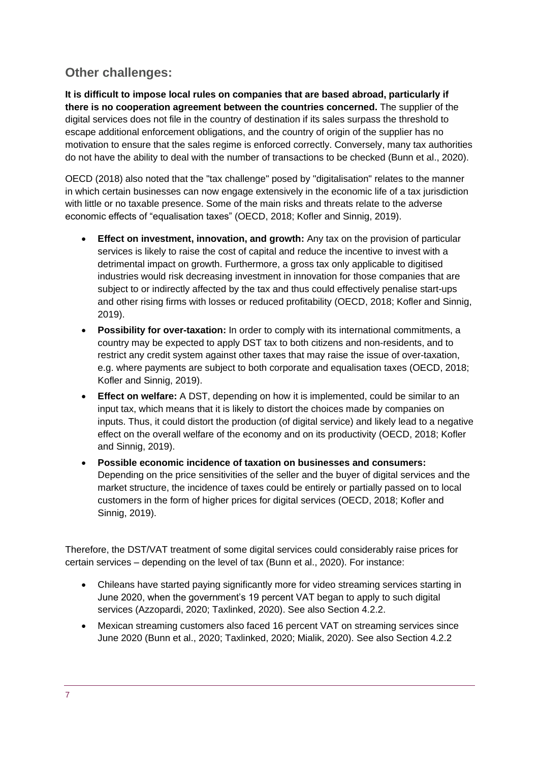## Other challenges:

**It is difficult to impose local rules on companies that are based abroad, particularly if there is no cooperation agreement between the countries concerned.** The supplier of the digital services does not file in the country of destination if its sales surpass the threshold to escape additional enforcement obligations, and the country of origin of the supplier has no motivation to ensure that the sales regime is enforced correctly. Conversely, many tax authorities do not have the ability to deal with the number of transactions to be checked (Bunn et al., 2020).

OECD (2018) also noted that the "tax challenge" posed by "digitalisation" relates to the manner in which certain businesses can now engage extensively in the economic life of a tax jurisdiction with little or no taxable presence. Some of the main risks and threats relate to the adverse economic effects of "equalisation taxes" (OECD, 2018; Kofler and Sinnig, 2019).

- **Effect on investment, innovation, and growth:** Any tax on the provision of particular services is likely to raise the cost of capital and reduce the incentive to invest with a detrimental impact on growth. Furthermore, a gross tax only applicable to digitised industries would risk decreasing investment in innovation for those companies that are subject to or indirectly affected by the tax and thus could effectively penalise start-ups and other rising firms with losses or reduced profitability (OECD, 2018; Kofler and Sinnig, 2019).
- **Possibility for over-taxation:** In order to comply with its international commitments, a country may be expected to apply DST tax to both citizens and non-residents, and to restrict any credit system against other taxes that may raise the issue of over-taxation, e.g. where payments are subject to both corporate and equalisation taxes (OECD, 2018; Kofler and Sinnig, 2019).
- **Effect on welfare:** A DST, depending on how it is implemented, could be similar to an input tax, which means that it is likely to distort the choices made by companies on inputs. Thus, it could distort the production (of digital service) and likely lead to a negative effect on the overall welfare of the economy and on its productivity (OECD, 2018; Kofler and Sinnig, 2019).
- **Possible economic incidence of taxation on businesses and consumers:** Depending on the price sensitivities of the seller and the buyer of digital services and the market structure, the incidence of taxes could be entirely or partially passed on to local customers in the form of higher prices for digital services (OECD, 2018; Kofler and Sinnig, 2019).

Therefore, the DST/VAT treatment of some digital services could considerably raise prices for certain services – depending on the level of tax (Bunn et al., 2020). For instance:

- Chileans have started paying significantly more for video streaming services starting in June 2020, when the government's 19 percent VAT began to apply to such digital services (Azzopardi, 2020; Taxlinked, 2020). See also Section 4.2.2.
- Mexican streaming customers also faced 16 percent VAT on streaming services since June 2020 (Bunn et al., 2020; Taxlinked, 2020; Mialik, 2020). See also Section 4.2.2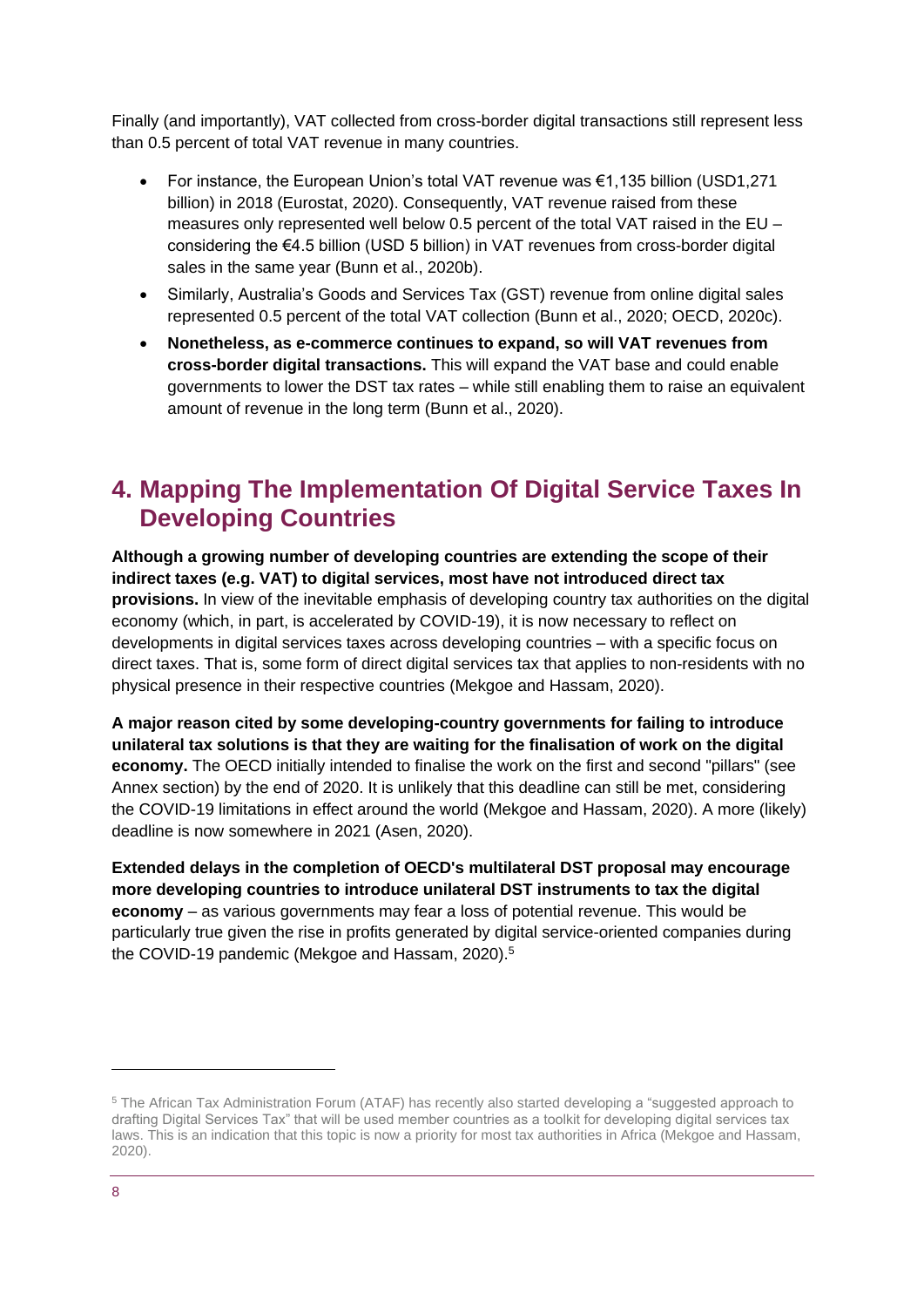Finally (and importantly), VAT collected from cross-border digital transactions still represent less than 0.5 percent of total VAT revenue in many countries.

- For instance, the European Union's total VAT revenue was €1,135 billion (USD1,271 billion) in 2018 (Eurostat, 2020). Consequently, VAT revenue raised from these measures only represented well below 0.5 percent of the total VAT raised in the EU – considering the €4.5 billion (USD 5 billion) in VAT revenues from cross-border digital sales in the same year (Bunn et al., 2020b).
- Similarly, Australia's Goods and Services Tax (GST) revenue from online digital sales represented 0.5 percent of the total VAT collection (Bunn et al., 2020; OECD, 2020c).
- **Nonetheless, as e-commerce continues to expand, so will VAT revenues from cross-border digital transactions.** This will expand the VAT base and could enable governments to lower the DST tax rates – while still enabling them to raise an equivalent amount of revenue in the long term (Bunn et al., 2020).

## 4. Mapping The Implementation Of Digital Service Taxes In Developing Countries

**Although a growing number of developing countries are extending the scope of their indirect taxes (e.g. VAT) to digital services, most have not introduced direct tax provisions.** In view of the inevitable emphasis of developing country tax authorities on the digital economy (which, in part, is accelerated by COVID-19), it is now necessary to reflect on developments in digital services taxes across developing countries – with a specific focus on direct taxes. That is, some form of direct digital services tax that applies to non-residents with no physical presence in their respective countries (Mekgoe and Hassam, 2020).

**A major reason cited by some developing-country governments for failing to introduce unilateral tax solutions is that they are waiting for the finalisation of work on the digital economy.** The OECD initially intended to finalise the work on the first and second "pillars" (see Annex section) by the end of 2020. It is unlikely that this deadline can still be met, considering the COVID-19 limitations in effect around the world (Mekgoe and Hassam, 2020). A more (likely) deadline is now somewhere in 2021 (Asen, 2020).

**Extended delays in the completion of OECD's multilateral DST proposal may encourage more developing countries to introduce unilateral DST instruments to tax the digital economy** – as various governments may fear a loss of potential revenue. This would be particularly true given the rise in profits generated by digital service-oriented companies during the COVID-19 pandemic (Mekgoe and Hassam, 2020).[5]

[5] The African Tax Administration Forum (ATAF) has recently also started developing a "suggested approach to drafting Digital Services Tax" that will be used member countries as a toolkit for developing digital services tax laws. This is an indication that this topic is now a priority for most tax authorities in Africa (Mekgoe and Hassam, 2020).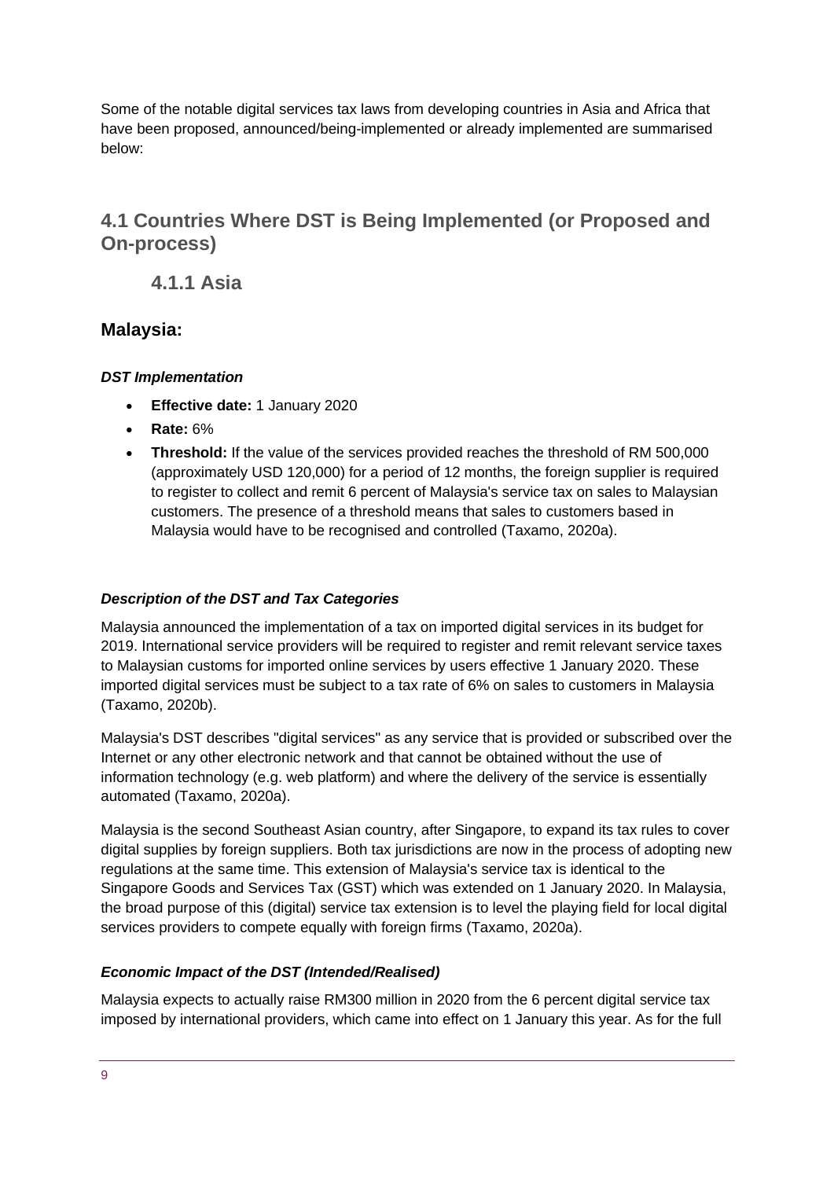Some of the notable digital services tax laws from developing countries in Asia and Africa that have been proposed, announced/being-implemented or already implemented are summarised below:

## 4.1 Countries Where DST is Being Implemented (or Proposed and On-process)

### 4.1.1 Asia

### Malaysia:

***DST Implementation***

- **Effective date:** 1 January 2020
- **Rate:** 6%
- **Threshold:** If the value of the services provided reaches the threshold of RM 500,000 (approximately USD 120,000) for a period of 12 months, the foreign supplier is required to register to collect and remit 6 percent of Malaysia's service tax on sales to Malaysian customers. The presence of a threshold means that sales to customers based in Malaysia would have to be recognised and controlled (Taxamo, 2020a).

***Description of the DST and Tax Categories***

Malaysia announced the implementation of a tax on imported digital services in its budget for 2019. International service providers will be required to register and remit relevant service taxes to Malaysian customs for imported online services by users effective 1 January 2020. These imported digital services must be subject to a tax rate of 6% on sales to customers in Malaysia (Taxamo, 2020b).

Malaysia's DST describes "digital services" as any service that is provided or subscribed over the Internet or any other electronic network and that cannot be obtained without the use of information technology (e.g. web platform) and where the delivery of the service is essentially automated (Taxamo, 2020a).

Malaysia is the second Southeast Asian country, after Singapore, to expand its tax rules to cover digital supplies by foreign suppliers. Both tax jurisdictions are now in the process of adopting new regulations at the same time. This extension of Malaysia's service tax is identical to the Singapore Goods and Services Tax (GST) which was extended on 1 January 2020. In Malaysia, the broad purpose of this (digital) service tax extension is to level the playing field for local digital services providers to compete equally with foreign firms (Taxamo, 2020a).

***Economic Impact of the DST (Intended/Realised)***

Malaysia expects to actually raise RM300 million in 2020 from the 6 percent digital service tax imposed by international providers, which came into effect on 1 January this year. As for the full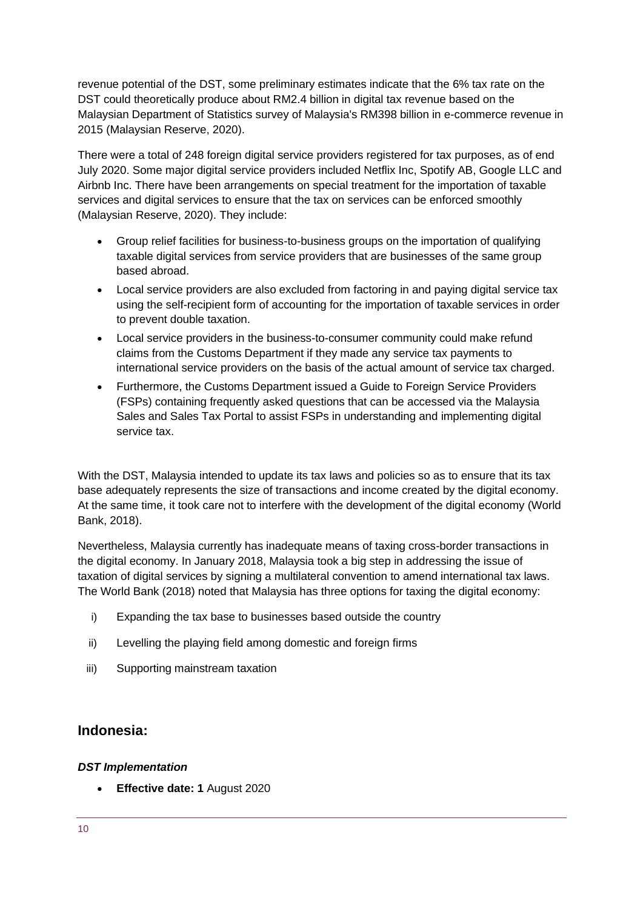revenue potential of the DST, some preliminary estimates indicate that the 6% tax rate on the DST could theoretically produce about RM2.4 billion in digital tax revenue based on the Malaysian Department of Statistics survey of Malaysia's RM398 billion in e-commerce revenue in 2015 (Malaysian Reserve, 2020).

There were a total of 248 foreign digital service providers registered for tax purposes, as of end July 2020. Some major digital service providers included Netflix Inc, Spotify AB, Google LLC and Airbnb Inc. There have been arrangements on special treatment for the importation of taxable services and digital services to ensure that the tax on services can be enforced smoothly (Malaysian Reserve, 2020). They include:

- Group relief facilities for business-to-business groups on the importation of qualifying taxable digital services from service providers that are businesses of the same group based abroad.
- Local service providers are also excluded from factoring in and paying digital service tax using the self-recipient form of accounting for the importation of taxable services in order to prevent double taxation.
- Local service providers in the business-to-consumer community could make refund claims from the Customs Department if they made any service tax payments to international service providers on the basis of the actual amount of service tax charged.
- Furthermore, the Customs Department issued a Guide to Foreign Service Providers (FSPs) containing frequently asked questions that can be accessed via the Malaysia Sales and Sales Tax Portal to assist FSPs in understanding and implementing digital service tax.

With the DST, Malaysia intended to update its tax laws and policies so as to ensure that its tax base adequately represents the size of transactions and income created by the digital economy. At the same time, it took care not to interfere with the development of the digital economy (World Bank, 2018).

Nevertheless, Malaysia currently has inadequate means of taxing cross-border transactions in the digital economy. In January 2018, Malaysia took a big step in addressing the issue of taxation of digital services by signing a multilateral convention to amend international tax laws. The World Bank (2018) noted that Malaysia has three options for taxing the digital economy:

i) Expanding the tax base to businesses based outside the country

ii) Levelling the playing field among domestic and foreign firms

iii) Supporting mainstream taxation

## Indonesia:

### *DST Implementation*

- **Effective date: 1** August 2020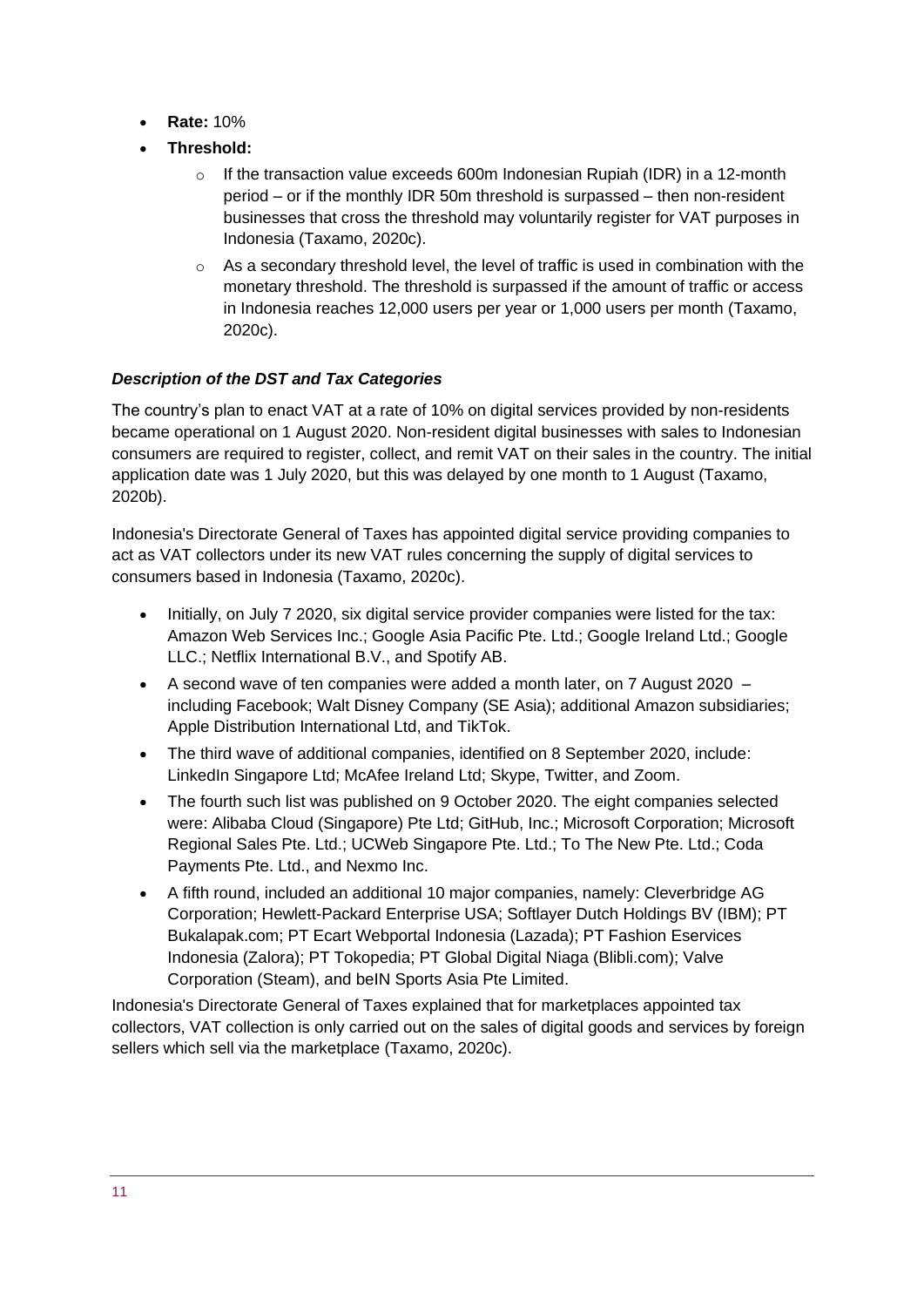- **Rate:** 10%
- **Threshold:**
  - If the transaction value exceeds 600m Indonesian Rupiah (IDR) in a 12-month period – or if the monthly IDR 50m threshold is surpassed – then non-resident businesses that cross the threshold may voluntarily register for VAT purposes in Indonesia (Taxamo, 2020c).
  - As a secondary threshold level, the level of traffic is used in combination with the monetary threshold. The threshold is surpassed if the amount of traffic or access in Indonesia reaches 12,000 users per year or 1,000 users per month (Taxamo, 2020c).

***Description of the DST and Tax Categories***

The country's plan to enact VAT at a rate of 10% on digital services provided by non-residents became operational on 1 August 2020. Non-resident digital businesses with sales to Indonesian consumers are required to register, collect, and remit VAT on their sales in the country. The initial application date was 1 July 2020, but this was delayed by one month to 1 August (Taxamo, 2020b).

Indonesia's Directorate General of Taxes has appointed digital service providing companies to act as VAT collectors under its new VAT rules concerning the supply of digital services to consumers based in Indonesia (Taxamo, 2020c).

- Initially, on July 7 2020, six digital service provider companies were listed for the tax: Amazon Web Services Inc.; Google Asia Pacific Pte. Ltd.; Google Ireland Ltd.; Google LLC.; Netflix International B.V., and Spotify AB.
- A second wave of ten companies were added a month later, on 7 August 2020 – including Facebook; Walt Disney Company (SE Asia); additional Amazon subsidiaries; Apple Distribution International Ltd, and TikTok.
- The third wave of additional companies, identified on 8 September 2020, include: LinkedIn Singapore Ltd; McAfee Ireland Ltd; Skype, Twitter, and Zoom.
- The fourth such list was published on 9 October 2020. The eight companies selected were: Alibaba Cloud (Singapore) Pte Ltd; GitHub, Inc.; Microsoft Corporation; Microsoft Regional Sales Pte. Ltd.; UCWeb Singapore Pte. Ltd.; To The New Pte. Ltd.; Coda Payments Pte. Ltd., and Nexmo Inc.
- A fifth round, included an additional 10 major companies, namely: Cleverbridge AG Corporation; Hewlett-Packard Enterprise USA; Softlayer Dutch Holdings BV (IBM); PT Bukalapak.com; PT Ecart Webportal Indonesia (Lazada); PT Fashion Eservices Indonesia (Zalora); PT Tokopedia; PT Global Digital Niaga (Blibli.com); Valve Corporation (Steam), and beIN Sports Asia Pte Limited.

Indonesia's Directorate General of Taxes explained that for marketplaces appointed tax collectors, VAT collection is only carried out on the sales of digital goods and services by foreign sellers which sell via the marketplace (Taxamo, 2020c).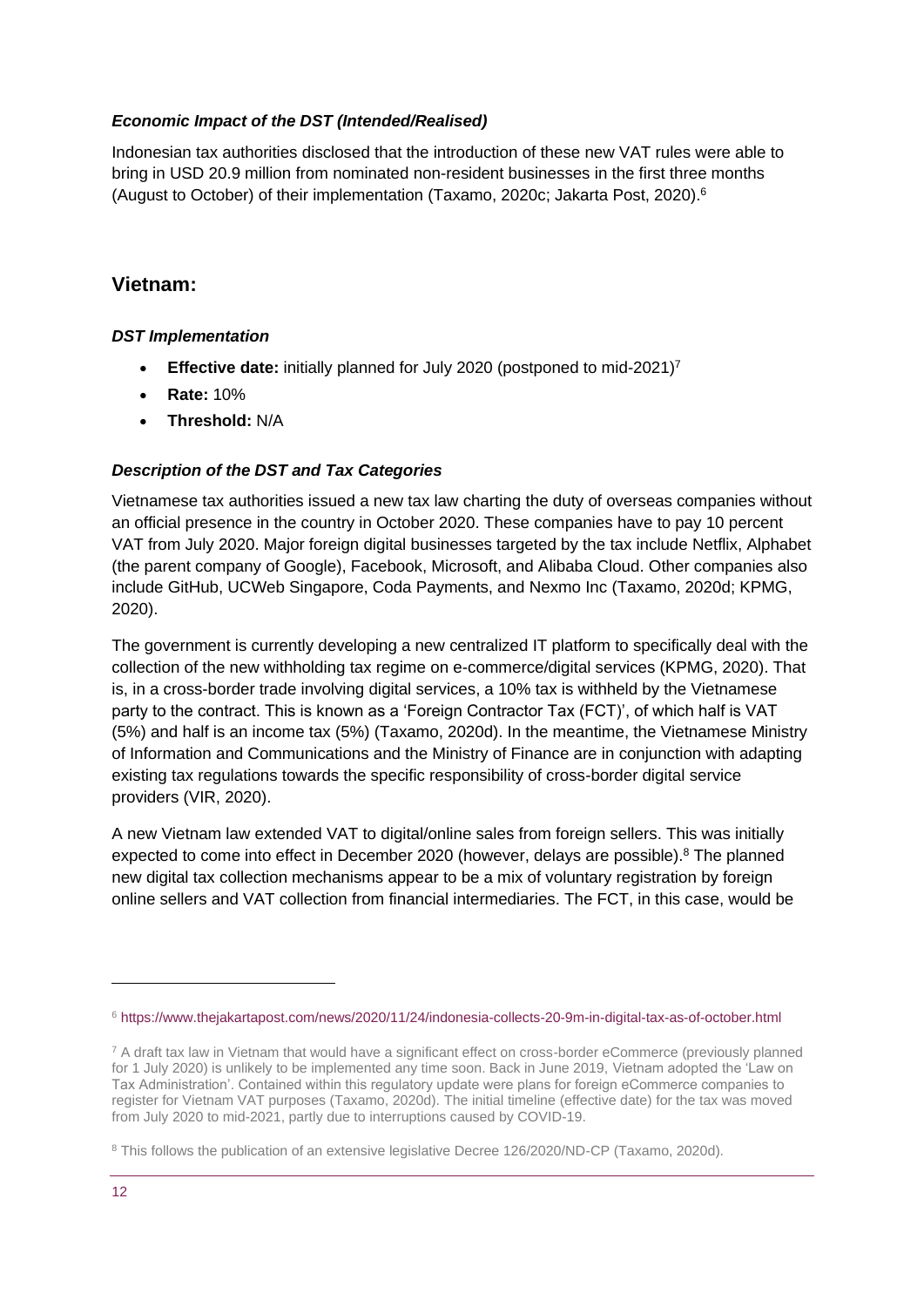### *Economic Impact of the DST (Intended/Realised)*

Indonesian tax authorities disclosed that the introduction of these new VAT rules were able to bring in USD 20.9 million from nominated non-resident businesses in the first three months (August to October) of their implementation (Taxamo, 2020c; Jakarta Post, 2020).[6]

## Vietnam:

### *DST Implementation*

- **Effective date:** initially planned for July 2020 (postponed to mid-2021)[7]
- **Rate:** 10%
- **Threshold:** N/A

### *Description of the DST and Tax Categories*

Vietnamese tax authorities issued a new tax law charting the duty of overseas companies without an official presence in the country in October 2020. These companies have to pay 10 percent VAT from July 2020. Major foreign digital businesses targeted by the tax include Netflix, Alphabet (the parent company of Google), Facebook, Microsoft, and Alibaba Cloud. Other companies also include GitHub, UCWeb Singapore, Coda Payments, and Nexmo Inc (Taxamo, 2020d; KPMG, 2020).

The government is currently developing a new centralized IT platform to specifically deal with the collection of the new withholding tax regime on e-commerce/digital services (KPMG, 2020). That is, in a cross-border trade involving digital services, a 10% tax is withheld by the Vietnamese party to the contract. This is known as a 'Foreign Contractor Tax (FCT)', of which half is VAT (5%) and half is an income tax (5%) (Taxamo, 2020d). In the meantime, the Vietnamese Ministry of Information and Communications and the Ministry of Finance are in conjunction with adapting existing tax regulations towards the specific responsibility of cross-border digital service providers (VIR, 2020).

A new Vietnam law extended VAT to digital/online sales from foreign sellers. This was initially expected to come into effect in December 2020 (however, delays are possible).[8] The planned new digital tax collection mechanisms appear to be a mix of voluntary registration by foreign online sellers and VAT collection from financial intermediaries. The FCT, in this case, would be

---

[6] https://www.thejakartapost.com/news/2020/11/24/indonesia-collects-20-9m-in-digital-tax-as-of-october.html

[7] A draft tax law in Vietnam that would have a significant effect on cross-border eCommerce (previously planned for 1 July 2020) is unlikely to be implemented any time soon. Back in June 2019, Vietnam adopted the 'Law on Tax Administration'. Contained within this regulatory update were plans for foreign eCommerce companies to register for Vietnam VAT purposes (Taxamo, 2020d). The initial timeline (effective date) for the tax was moved from July 2020 to mid-2021, partly due to interruptions caused by COVID-19.

[8] This follows the publication of an extensive legislative Decree 126/2020/ND-CP (Taxamo, 2020d).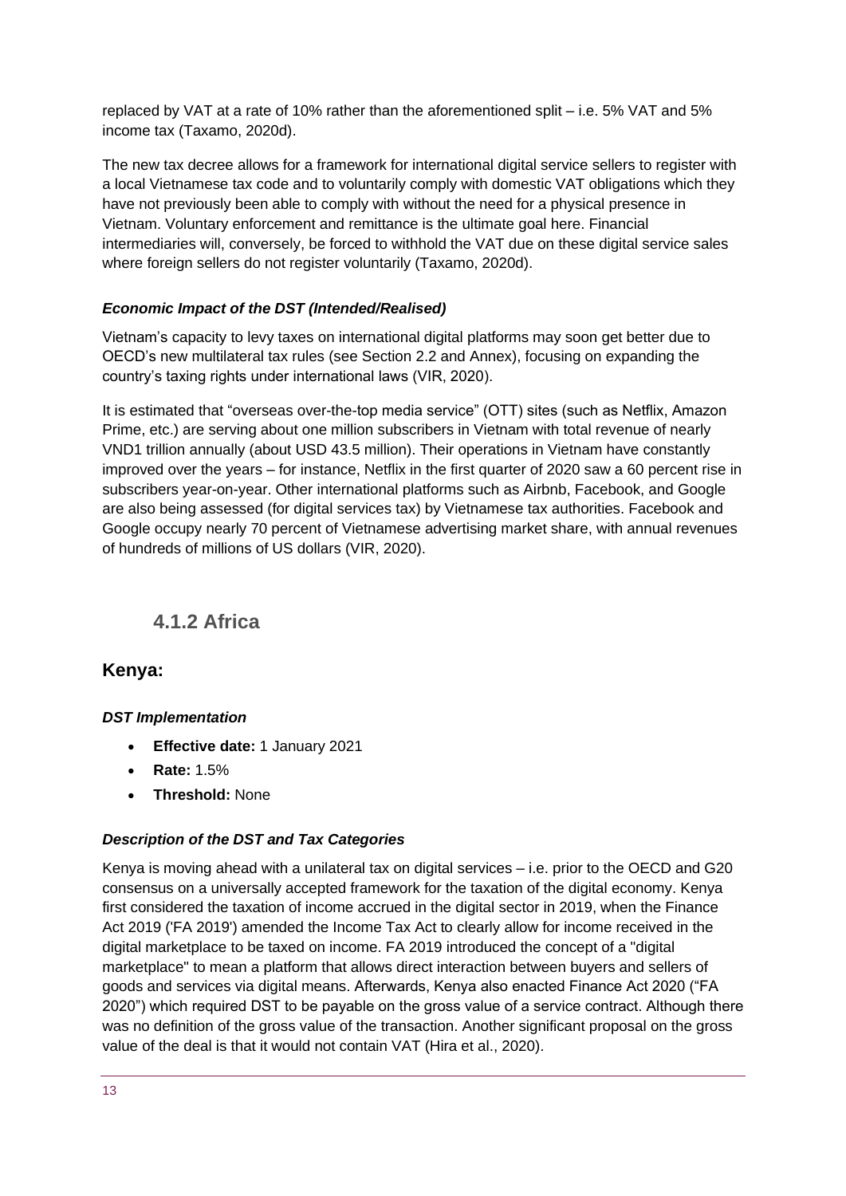replaced by VAT at a rate of 10% rather than the aforementioned split – i.e. 5% VAT and 5% income tax (Taxamo, 2020d).

The new tax decree allows for a framework for international digital service sellers to register with a local Vietnamese tax code and to voluntarily comply with domestic VAT obligations which they have not previously been able to comply with without the need for a physical presence in Vietnam. Voluntary enforcement and remittance is the ultimate goal here. Financial intermediaries will, conversely, be forced to withhold the VAT due on these digital service sales where foreign sellers do not register voluntarily (Taxamo, 2020d).

***Economic Impact of the DST (Intended/Realised)***

Vietnam's capacity to levy taxes on international digital platforms may soon get better due to OECD's new multilateral tax rules (see Section 2.2 and Annex), focusing on expanding the country's taxing rights under international laws (VIR, 2020).

It is estimated that "overseas over-the-top media service" (OTT) sites (such as Netflix, Amazon Prime, etc.) are serving about one million subscribers in Vietnam with total revenue of nearly VND1 trillion annually (about USD 43.5 million). Their operations in Vietnam have constantly improved over the years – for instance, Netflix in the first quarter of 2020 saw a 60 percent rise in subscribers year-on-year. Other international platforms such as Airbnb, Facebook, and Google are also being assessed (for digital services tax) by Vietnamese tax authorities. Facebook and Google occupy nearly 70 percent of Vietnamese advertising market share, with annual revenues of hundreds of millions of US dollars (VIR, 2020).

### 4.1.2 Africa

## Kenya:

***DST Implementation***

- **Effective date:** 1 January 2021
- **Rate:** 1.5%
- **Threshold:** None

***Description of the DST and Tax Categories***

Kenya is moving ahead with a unilateral tax on digital services – i.e. prior to the OECD and G20 consensus on a universally accepted framework for the taxation of the digital economy. Kenya first considered the taxation of income accrued in the digital sector in 2019, when the Finance Act 2019 ('FA 2019') amended the Income Tax Act to clearly allow for income received in the digital marketplace to be taxed on income. FA 2019 introduced the concept of a "digital marketplace" to mean a platform that allows direct interaction between buyers and sellers of goods and services via digital means. Afterwards, Kenya also enacted Finance Act 2020 ("FA 2020") which required DST to be payable on the gross value of a service contract. Although there was no definition of the gross value of the transaction. Another significant proposal on the gross value of the deal is that it would not contain VAT (Hira et al., 2020).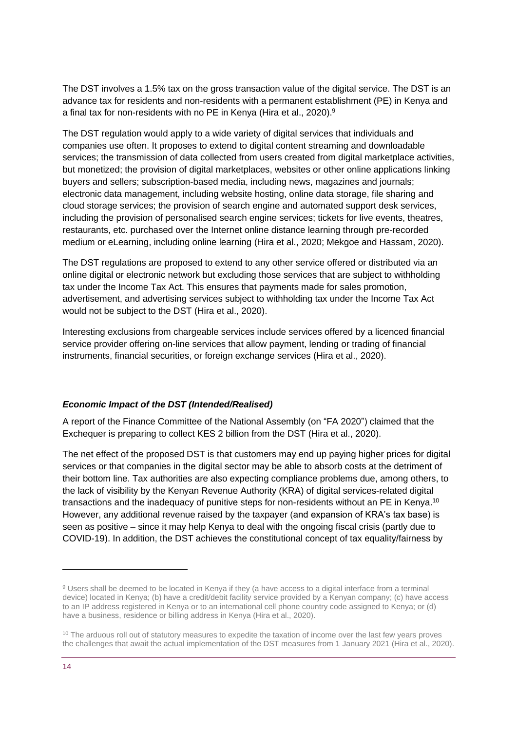The DST involves a 1.5% tax on the gross transaction value of the digital service. The DST is an advance tax for residents and non-residents with a permanent establishment (PE) in Kenya and a final tax for non-residents with no PE in Kenya (Hira et al., 2020).[9]

The DST regulation would apply to a wide variety of digital services that individuals and companies use often. It proposes to extend to digital content streaming and downloadable services; the transmission of data collected from users created from digital marketplace activities, but monetized; the provision of digital marketplaces, websites or other online applications linking buyers and sellers; subscription-based media, including news, magazines and journals; electronic data management, including website hosting, online data storage, file sharing and cloud storage services; the provision of search engine and automated support desk services, including the provision of personalised search engine services; tickets for live events, theatres, restaurants, etc. purchased over the Internet online distance learning through pre-recorded medium or eLearning, including online learning (Hira et al., 2020; Mekgoe and Hassam, 2020).

The DST regulations are proposed to extend to any other service offered or distributed via an online digital or electronic network but excluding those services that are subject to withholding tax under the Income Tax Act. This ensures that payments made for sales promotion, advertisement, and advertising services subject to withholding tax under the Income Tax Act would not be subject to the DST (Hira et al., 2020).

Interesting exclusions from chargeable services include services offered by a licenced financial service provider offering on-line services that allow payment, lending or trading of financial instruments, financial securities, or foreign exchange services (Hira et al., 2020).

### *Economic Impact of the DST (Intended/Realised)*

A report of the Finance Committee of the National Assembly (on "FA 2020") claimed that the Exchequer is preparing to collect KES 2 billion from the DST (Hira et al., 2020).

The net effect of the proposed DST is that customers may end up paying higher prices for digital services or that companies in the digital sector may be able to absorb costs at the detriment of their bottom line. Tax authorities are also expecting compliance problems due, among others, to the lack of visibility by the Kenyan Revenue Authority (KRA) of digital services-related digital transactions and the inadequacy of punitive steps for non-residents without an PE in Kenya.[10] However, any additional revenue raised by the taxpayer (and expansion of KRA's tax base) is seen as positive – since it may help Kenya to deal with the ongoing fiscal crisis (partly due to COVID-19). In addition, the DST achieves the constitutional concept of tax equality/fairness by

---

[9] Users shall be deemed to be located in Kenya if they (a have access to a digital interface from a terminal device) located in Kenya; (b) have a credit/debit facility service provided by a Kenyan company; (c) have access to an IP address registered in Kenya or to an international cell phone country code assigned to Kenya; or (d) have a business, residence or billing address in Kenya (Hira et al., 2020).

[10] The arduous roll out of statutory measures to expedite the taxation of income over the last few years proves the challenges that await the actual implementation of the DST measures from 1 January 2021 (Hira et al., 2020).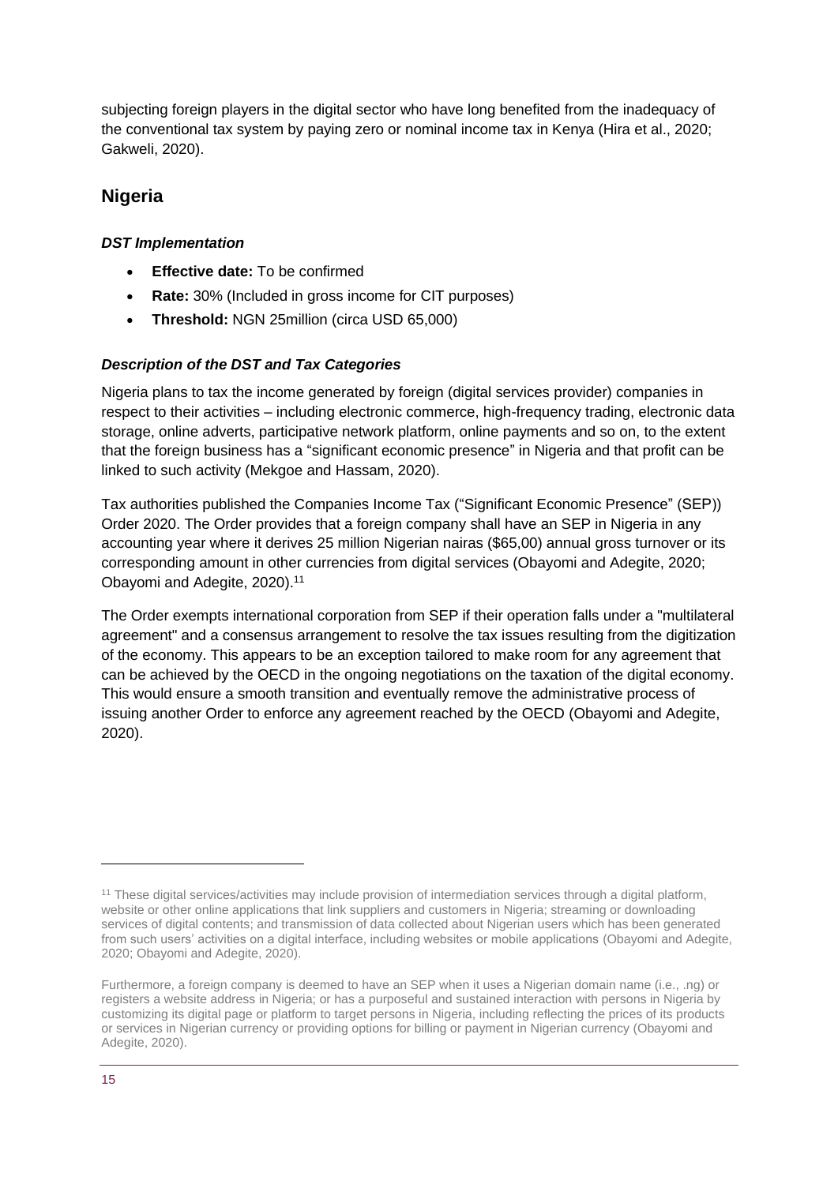subjecting foreign players in the digital sector who have long benefited from the inadequacy of the conventional tax system by paying zero or nominal income tax in Kenya (Hira et al., 2020; Gakweli, 2020).

## Nigeria

### *DST Implementation*

- **Effective date:** To be confirmed
- **Rate:** 30% (Included in gross income for CIT purposes)
- **Threshold:** NGN 25million (circa USD 65,000)

### *Description of the DST and Tax Categories*

Nigeria plans to tax the income generated by foreign (digital services provider) companies in respect to their activities – including electronic commerce, high-frequency trading, electronic data storage, online adverts, participative network platform, online payments and so on, to the extent that the foreign business has a "significant economic presence" in Nigeria and that profit can be linked to such activity (Mekgoe and Hassam, 2020).

Tax authorities published the Companies Income Tax ("Significant Economic Presence" (SEP)) Order 2020. The Order provides that a foreign company shall have an SEP in Nigeria in any accounting year where it derives 25 million Nigerian nairas ($65,00) annual gross turnover or its corresponding amount in other currencies from digital services (Obayomi and Adegite, 2020; Obayomi and Adegite, 2020).[11]

The Order exempts international corporation from SEP if their operation falls under a "multilateral agreement" and a consensus arrangement to resolve the tax issues resulting from the digitization of the economy. This appears to be an exception tailored to make room for any agreement that can be achieved by the OECD in the ongoing negotiations on the taxation of the digital economy. This would ensure a smooth transition and eventually remove the administrative process of issuing another Order to enforce any agreement reached by the OECD (Obayomi and Adegite, 2020).

---

[11] These digital services/activities may include provision of intermediation services through a digital platform, website or other online applications that link suppliers and customers in Nigeria; streaming or downloading services of digital contents; and transmission of data collected about Nigerian users which has been generated from such users' activities on a digital interface, including websites or mobile applications (Obayomi and Adegite, 2020; Obayomi and Adegite, 2020).

Furthermore, a foreign company is deemed to have an SEP when it uses a Nigerian domain name (i.e., .ng) or registers a website address in Nigeria; or has a purposeful and sustained interaction with persons in Nigeria by customizing its digital page or platform to target persons in Nigeria, including reflecting the prices of its products or services in Nigerian currency or providing options for billing or payment in Nigerian currency (Obayomi and Adegite, 2020).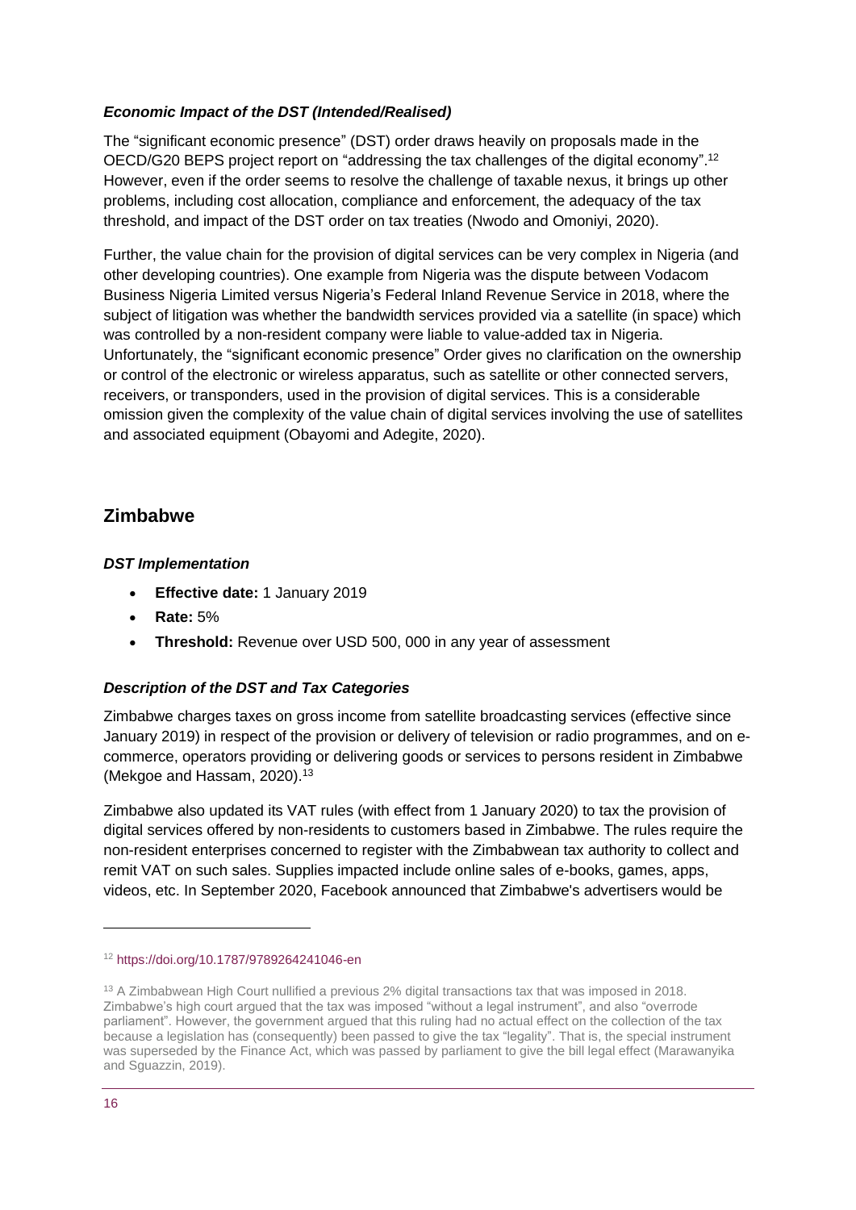### *Economic Impact of the DST (Intended/Realised)*

The "significant economic presence" (DST) order draws heavily on proposals made in the OECD/G20 BEPS project report on "addressing the tax challenges of the digital economy".[12] However, even if the order seems to resolve the challenge of taxable nexus, it brings up other problems, including cost allocation, compliance and enforcement, the adequacy of the tax threshold, and impact of the DST order on tax treaties (Nwodo and Omoniyi, 2020).

Further, the value chain for the provision of digital services can be very complex in Nigeria (and other developing countries). One example from Nigeria was the dispute between Vodacom Business Nigeria Limited versus Nigeria's Federal Inland Revenue Service in 2018, where the subject of litigation was whether the bandwidth services provided via a satellite (in space) which was controlled by a non-resident company were liable to value-added tax in Nigeria. Unfortunately, the "significant economic presence" Order gives no clarification on the ownership or control of the electronic or wireless apparatus, such as satellite or other connected servers, receivers, or transponders, used in the provision of digital services. This is a considerable omission given the complexity of the value chain of digital services involving the use of satellites and associated equipment (Obayomi and Adegite, 2020).

## Zimbabwe

### *DST Implementation*

- **Effective date:** 1 January 2019
- **Rate:** 5%
- **Threshold:** Revenue over USD 500, 000 in any year of assessment

### *Description of the DST and Tax Categories*

Zimbabwe charges taxes on gross income from satellite broadcasting services (effective since January 2019) in respect of the provision or delivery of television or radio programmes, and on e-commerce, operators providing or delivering goods or services to persons resident in Zimbabwe (Mekgoe and Hassam, 2020).[13]

Zimbabwe also updated its VAT rules (with effect from 1 January 2020) to tax the provision of digital services offered by non-residents to customers based in Zimbabwe. The rules require the non-resident enterprises concerned to register with the Zimbabwean tax authority to collect and remit VAT on such sales. Supplies impacted include online sales of e-books, games, apps, videos, etc. In September 2020, Facebook announced that Zimbabwe's advertisers would be

---

[12] https://doi.org/10.1787/9789264241046-en

[13] A Zimbabwean High Court nullified a previous 2% digital transactions tax that was imposed in 2018. Zimbabwe's high court argued that the tax was imposed "without a legal instrument", and also "overrode parliament". However, the government argued that this ruling had no actual effect on the collection of the tax because a legislation has (consequently) been passed to give the tax "legality". That is, the special instrument was superseded by the Finance Act, which was passed by parliament to give the bill legal effect (Marawanyika and Sguazzin, 2019).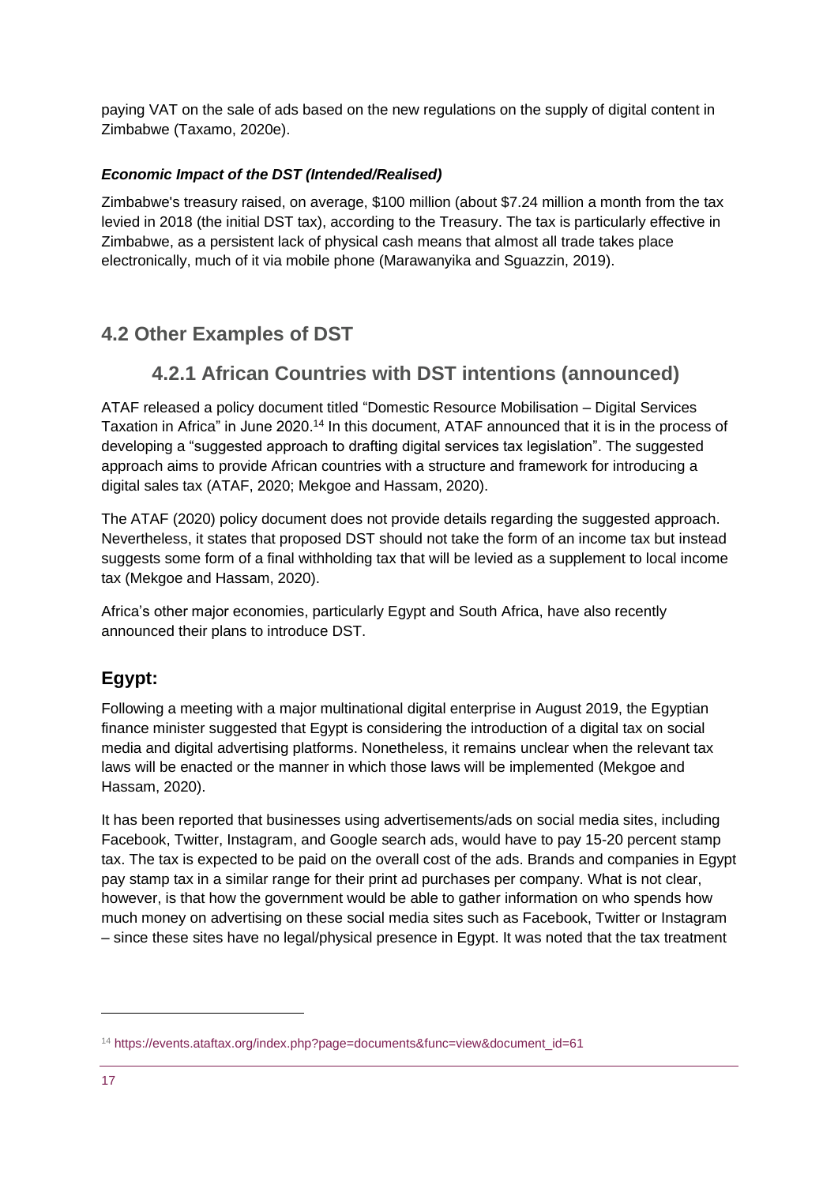paying VAT on the sale of ads based on the new regulations on the supply of digital content in Zimbabwe (Taxamo, 2020e).

### *Economic Impact of the DST (Intended/Realised)*

Zimbabwe's treasury raised, on average, $100 million (about $7.24 million a month from the tax levied in 2018 (the initial DST tax), according to the Treasury. The tax is particularly effective in Zimbabwe, as a persistent lack of physical cash means that almost all trade takes place electronically, much of it via mobile phone (Marawanyika and Sguazzin, 2019).

## 4.2 Other Examples of DST

### 4.2.1 African Countries with DST intentions (announced)

ATAF released a policy document titled "Domestic Resource Mobilisation – Digital Services Taxation in Africa" in June 2020.[14] In this document, ATAF announced that it is in the process of developing a "suggested approach to drafting digital services tax legislation". The suggested approach aims to provide African countries with a structure and framework for introducing a digital sales tax (ATAF, 2020; Mekgoe and Hassam, 2020).

The ATAF (2020) policy document does not provide details regarding the suggested approach. Nevertheless, it states that proposed DST should not take the form of an income tax but instead suggests some form of a final withholding tax that will be levied as a supplement to local income tax (Mekgoe and Hassam, 2020).

Africa's other major economies, particularly Egypt and South Africa, have also recently announced their plans to introduce DST.

### Egypt:

Following a meeting with a major multinational digital enterprise in August 2019, the Egyptian finance minister suggested that Egypt is considering the introduction of a digital tax on social media and digital advertising platforms. Nonetheless, it remains unclear when the relevant tax laws will be enacted or the manner in which those laws will be implemented (Mekgoe and Hassam, 2020).

It has been reported that businesses using advertisements/ads on social media sites, including Facebook, Twitter, Instagram, and Google search ads, would have to pay 15-20 percent stamp tax. The tax is expected to be paid on the overall cost of the ads. Brands and companies in Egypt pay stamp tax in a similar range for their print ad purchases per company. What is not clear, however, is that how the government would be able to gather information on who spends how much money on advertising on these social media sites such as Facebook, Twitter or Instagram – since these sites have no legal/physical presence in Egypt. It was noted that the tax treatment

[14] https://events.ataftax.org/index.php?page=documents&func=view&document_id=61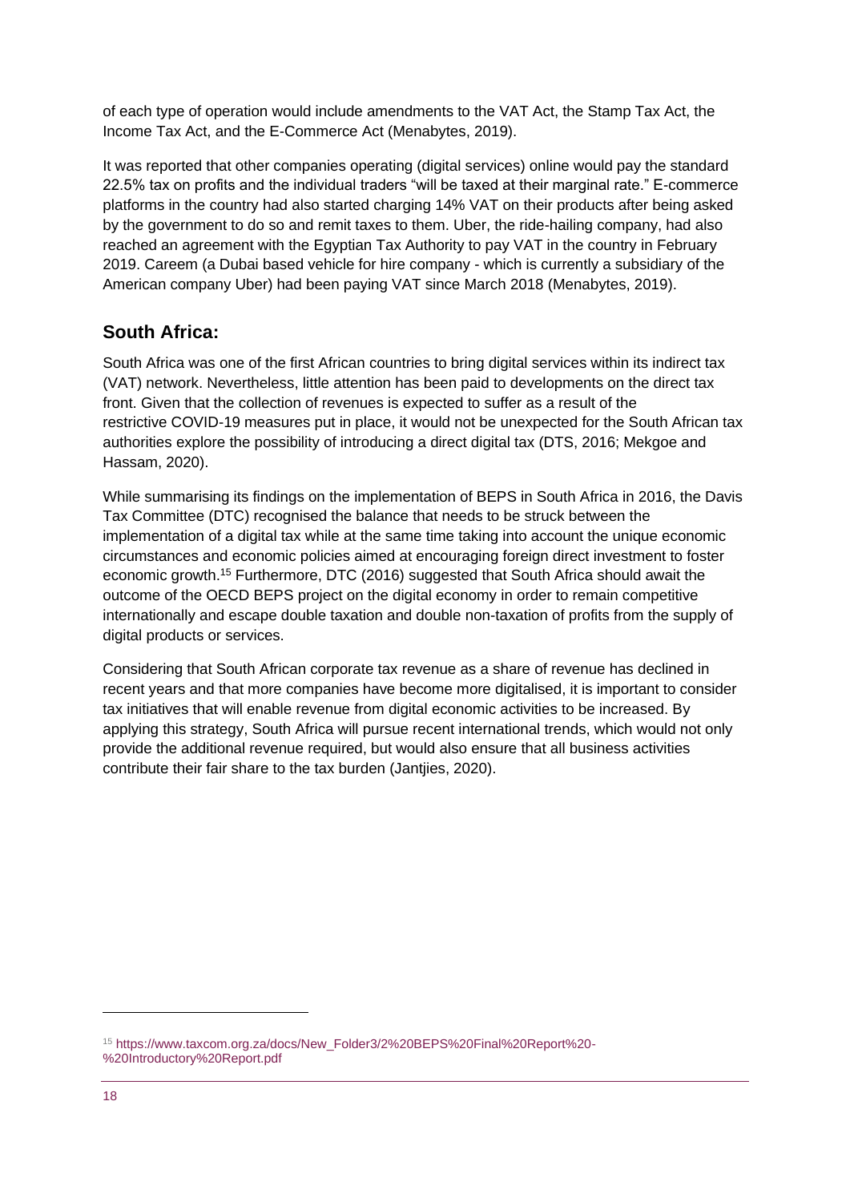of each type of operation would include amendments to the VAT Act, the Stamp Tax Act, the Income Tax Act, and the E-Commerce Act (Menabytes, 2019).

It was reported that other companies operating (digital services) online would pay the standard 22.5% tax on profits and the individual traders "will be taxed at their marginal rate." E-commerce platforms in the country had also started charging 14% VAT on their products after being asked by the government to do so and remit taxes to them. Uber, the ride-hailing company, had also reached an agreement with the Egyptian Tax Authority to pay VAT in the country in February 2019. Careem (a Dubai based vehicle for hire company - which is currently a subsidiary of the American company Uber) had been paying VAT since March 2018 (Menabytes, 2019).

## South Africa:

South Africa was one of the first African countries to bring digital services within its indirect tax (VAT) network. Nevertheless, little attention has been paid to developments on the direct tax front. Given that the collection of revenues is expected to suffer as a result of the restrictive COVID-19 measures put in place, it would not be unexpected for the South African tax authorities explore the possibility of introducing a direct digital tax (DTS, 2016; Mekgoe and Hassam, 2020).

While summarising its findings on the implementation of BEPS in South Africa in 2016, the Davis Tax Committee (DTC) recognised the balance that needs to be struck between the implementation of a digital tax while at the same time taking into account the unique economic circumstances and economic policies aimed at encouraging foreign direct investment to foster economic growth.[15] Furthermore, DTC (2016) suggested that South Africa should await the outcome of the OECD BEPS project on the digital economy in order to remain competitive internationally and escape double taxation and double non-taxation of profits from the supply of digital products or services.

Considering that South African corporate tax revenue as a share of revenue has declined in recent years and that more companies have become more digitalised, it is important to consider tax initiatives that will enable revenue from digital economic activities to be increased. By applying this strategy, South Africa will pursue recent international trends, which would not only provide the additional revenue required, but would also ensure that all business activities contribute their fair share to the tax burden (Jantjies, 2020).

---

[15] https://www.taxcom.org.za/docs/New_Folder3/2%20BEPS%20Final%20Report%20-%20Introductory%20Report.pdf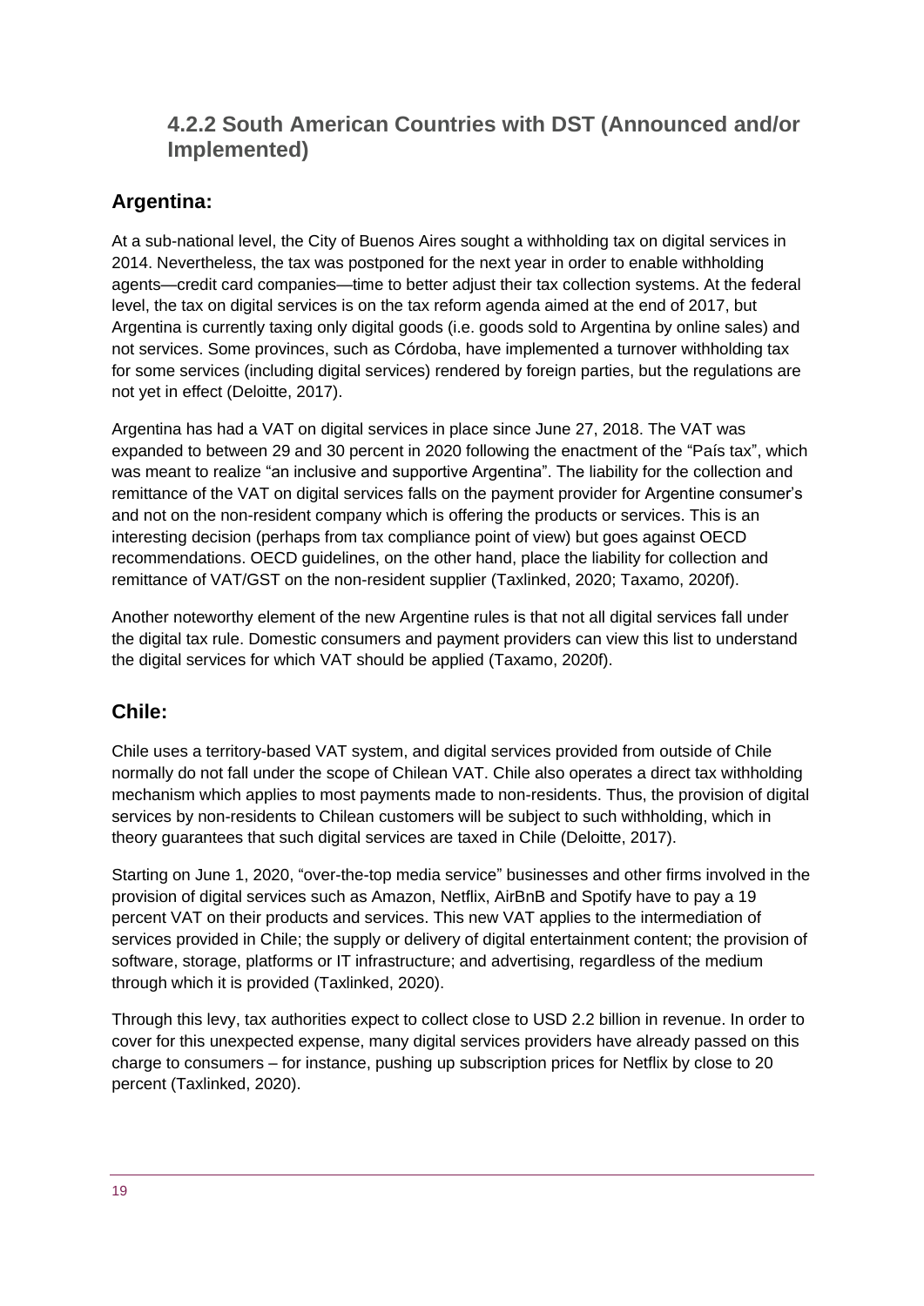### 4.2.2 South American Countries with DST (Announced and/or Implemented)

## Argentina:

At a sub-national level, the City of Buenos Aires sought a withholding tax on digital services in 2014. Nevertheless, the tax was postponed for the next year in order to enable withholding agents—credit card companies—time to better adjust their tax collection systems. At the federal level, the tax on digital services is on the tax reform agenda aimed at the end of 2017, but Argentina is currently taxing only digital goods (i.e. goods sold to Argentina by online sales) and not services. Some provinces, such as Córdoba, have implemented a turnover withholding tax for some services (including digital services) rendered by foreign parties, but the regulations are not yet in effect (Deloitte, 2017).

Argentina has had a VAT on digital services in place since June 27, 2018. The VAT was expanded to between 29 and 30 percent in 2020 following the enactment of the "País tax", which was meant to realize "an inclusive and supportive Argentina". The liability for the collection and remittance of the VAT on digital services falls on the payment provider for Argentine consumer's and not on the non-resident company which is offering the products or services. This is an interesting decision (perhaps from tax compliance point of view) but goes against OECD recommendations. OECD guidelines, on the other hand, place the liability for collection and remittance of VAT/GST on the non-resident supplier (Taxlinked, 2020; Taxamo, 2020f).

Another noteworthy element of the new Argentine rules is that not all digital services fall under the digital tax rule. Domestic consumers and payment providers can view this list to understand the digital services for which VAT should be applied (Taxamo, 2020f).

## Chile:

Chile uses a territory-based VAT system, and digital services provided from outside of Chile normally do not fall under the scope of Chilean VAT. Chile also operates a direct tax withholding mechanism which applies to most payments made to non-residents. Thus, the provision of digital services by non-residents to Chilean customers will be subject to such withholding, which in theory guarantees that such digital services are taxed in Chile (Deloitte, 2017).

Starting on June 1, 2020, "over-the-top media service" businesses and other firms involved in the provision of digital services such as Amazon, Netflix, AirBnB and Spotify have to pay a 19 percent VAT on their products and services. This new VAT applies to the intermediation of services provided in Chile; the supply or delivery of digital entertainment content; the provision of software, storage, platforms or IT infrastructure; and advertising, regardless of the medium through which it is provided (Taxlinked, 2020).

Through this levy, tax authorities expect to collect close to USD 2.2 billion in revenue. In order to cover for this unexpected expense, many digital services providers have already passed on this charge to consumers – for instance, pushing up subscription prices for Netflix by close to 20 percent (Taxlinked, 2020).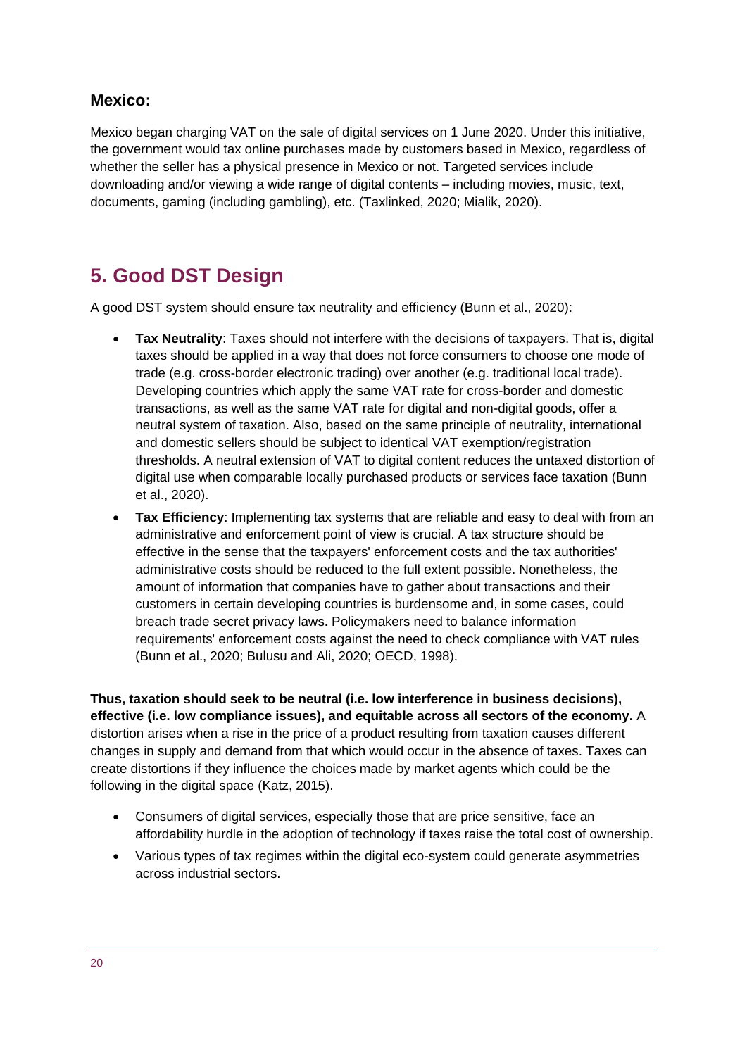### Mexico:

Mexico began charging VAT on the sale of digital services on 1 June 2020. Under this initiative, the government would tax online purchases made by customers based in Mexico, regardless of whether the seller has a physical presence in Mexico or not. Targeted services include downloading and/or viewing a wide range of digital contents – including movies, music, text, documents, gaming (including gambling), etc. (Taxlinked, 2020; Mialik, 2020).

## 5. Good DST Design

A good DST system should ensure tax neutrality and efficiency (Bunn et al., 2020):

- **Tax Neutrality**: Taxes should not interfere with the decisions of taxpayers. That is, digital taxes should be applied in a way that does not force consumers to choose one mode of trade (e.g. cross-border electronic trading) over another (e.g. traditional local trade). Developing countries which apply the same VAT rate for cross-border and domestic transactions, as well as the same VAT rate for digital and non-digital goods, offer a neutral system of taxation. Also, based on the same principle of neutrality, international and domestic sellers should be subject to identical VAT exemption/registration thresholds. A neutral extension of VAT to digital content reduces the untaxed distortion of digital use when comparable locally purchased products or services face taxation (Bunn et al., 2020).
- **Tax Efficiency**: Implementing tax systems that are reliable and easy to deal with from an administrative and enforcement point of view is crucial. A tax structure should be effective in the sense that the taxpayers' enforcement costs and the tax authorities' administrative costs should be reduced to the full extent possible. Nonetheless, the amount of information that companies have to gather about transactions and their customers in certain developing countries is burdensome and, in some cases, could breach trade secret privacy laws. Policymakers need to balance information requirements' enforcement costs against the need to check compliance with VAT rules (Bunn et al., 2020; Bulusu and Ali, 2020; OECD, 1998).

**Thus, taxation should seek to be neutral (i.e. low interference in business decisions), effective (i.e. low compliance issues), and equitable across all sectors of the economy.** A distortion arises when a rise in the price of a product resulting from taxation causes different changes in supply and demand from that which would occur in the absence of taxes. Taxes can create distortions if they influence the choices made by market agents which could be the following in the digital space (Katz, 2015).

- Consumers of digital services, especially those that are price sensitive, face an affordability hurdle in the adoption of technology if taxes raise the total cost of ownership.
- Various types of tax regimes within the digital eco-system could generate asymmetries across industrial sectors.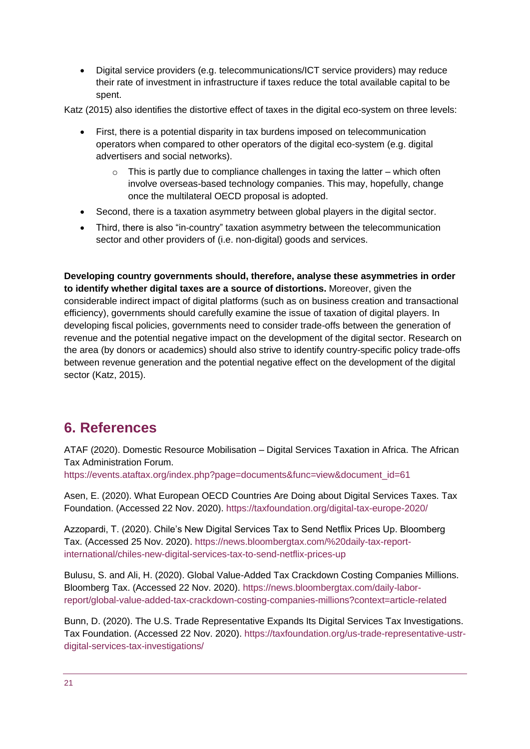- Digital service providers (e.g. telecommunications/ICT service providers) may reduce their rate of investment in infrastructure if taxes reduce the total available capital to be spent.

Katz (2015) also identifies the distortive effect of taxes in the digital eco-system on three levels:

- First, there is a potential disparity in tax burdens imposed on telecommunication operators when compared to other operators of the digital eco-system (e.g. digital advertisers and social networks).
    - This is partly due to compliance challenges in taxing the latter – which often involve overseas-based technology companies. This may, hopefully, change once the multilateral OECD proposal is adopted.
- Second, there is a taxation asymmetry between global players in the digital sector.
- Third, there is also "in-country" taxation asymmetry between the telecommunication sector and other providers of (i.e. non-digital) goods and services.

**Developing country governments should, therefore, analyse these asymmetries in order to identify whether digital taxes are a source of distortions.** Moreover, given the considerable indirect impact of digital platforms (such as on business creation and transactional efficiency), governments should carefully examine the issue of taxation of digital players. In developing fiscal policies, governments need to consider trade-offs between the generation of revenue and the potential negative impact on the development of the digital sector. Research on the area (by donors or academics) should also strive to identify country-specific policy trade-offs between revenue generation and the potential negative effect on the development of the digital sector (Katz, 2015).

## 6. References

ATAF (2020). Domestic Resource Mobilisation – Digital Services Taxation in Africa. The African Tax Administration Forum. https://events.ataftax.org/index.php?page=documents&func=view&document_id=61

Asen, E. (2020). What European OECD Countries Are Doing about Digital Services Taxes. Tax Foundation. (Accessed 22 Nov. 2020). https://taxfoundation.org/digital-tax-europe-2020/

Azzopardi, T. (2020). Chile's New Digital Services Tax to Send Netflix Prices Up. Bloomberg Tax. (Accessed 25 Nov. 2020). https://news.bloombergtax.com/%20daily-tax-report-international/chiles-new-digital-services-tax-to-send-netflix-prices-up

Bulusu, S. and Ali, H. (2020). Global Value-Added Tax Crackdown Costing Companies Millions. Bloomberg Tax. (Accessed 22 Nov. 2020). https://news.bloombergtax.com/daily-labor-report/global-value-added-tax-crackdown-costing-companies-millions?context=article-related

Bunn, D. (2020). The U.S. Trade Representative Expands Its Digital Services Tax Investigations. Tax Foundation. (Accessed 22 Nov. 2020). https://taxfoundation.org/us-trade-representative-ustr-digital-services-tax-investigations/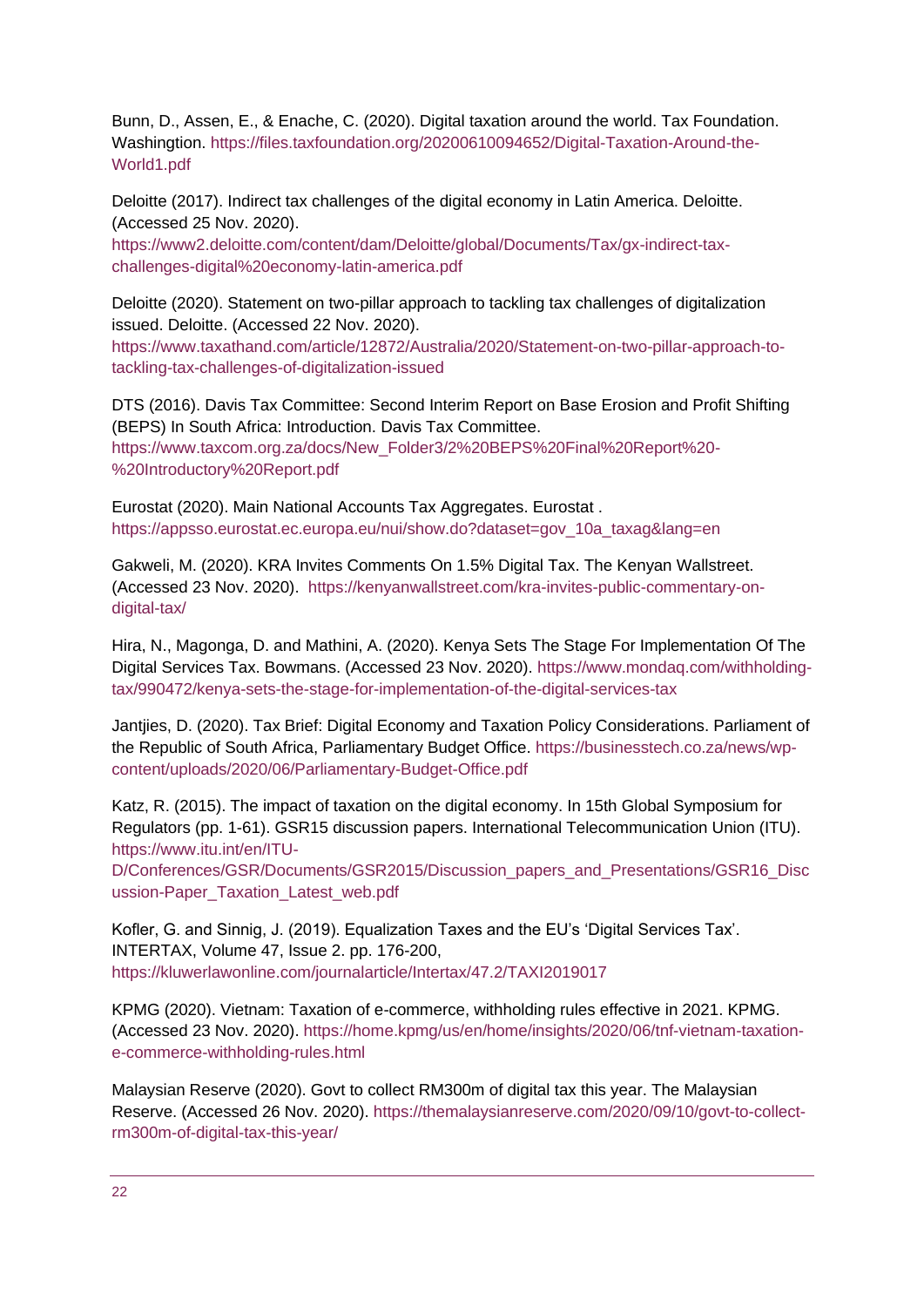Bunn, D., Assen, E., & Enache, C. (2020). Digital taxation around the world. Tax Foundation. Washingtion. https://files.taxfoundation.org/20200610094652/Digital-Taxation-Around-the-World1.pdf

Deloitte (2017). Indirect tax challenges of the digital economy in Latin America. Deloitte. (Accessed 25 Nov. 2020). https://www2.deloitte.com/content/dam/Deloitte/global/Documents/Tax/gx-indirect-tax-challenges-digital%20economy-latin-america.pdf

Deloitte (2020). Statement on two-pillar approach to tackling tax challenges of digitalization issued. Deloitte. (Accessed 22 Nov. 2020). https://www.taxathand.com/article/12872/Australia/2020/Statement-on-two-pillar-approach-to-tackling-tax-challenges-of-digitalization-issued

DTS (2016). Davis Tax Committee: Second Interim Report on Base Erosion and Profit Shifting (BEPS) In South Africa: Introduction. Davis Tax Committee. https://www.taxcom.org.za/docs/New_Folder3/2%20BEPS%20Final%20Report%20-%20Introductory%20Report.pdf

Eurostat (2020). Main National Accounts Tax Aggregates. Eurostat . https://appsso.eurostat.ec.europa.eu/nui/show.do?dataset=gov_10a_taxag&lang=en

Gakweli, M. (2020). KRA Invites Comments On 1.5% Digital Tax. The Kenyan Wallstreet. (Accessed 23 Nov. 2020). https://kenyanwallstreet.com/kra-invites-public-commentary-on-digital-tax/

Hira, N., Magonga, D. and Mathini, A. (2020). Kenya Sets The Stage For Implementation Of The Digital Services Tax. Bowmans. (Accessed 23 Nov. 2020). https://www.mondaq.com/withholding-tax/990472/kenya-sets-the-stage-for-implementation-of-the-digital-services-tax

Jantjies, D. (2020). Tax Brief: Digital Economy and Taxation Policy Considerations. Parliament of the Republic of South Africa, Parliamentary Budget Office. https://businesstech.co.za/news/wp-content/uploads/2020/06/Parliamentary-Budget-Office.pdf

Katz, R. (2015). The impact of taxation on the digital economy. In 15th Global Symposium for Regulators (pp. 1-61). GSR15 discussion papers. International Telecommunication Union (ITU). https://www.itu.int/en/ITU-D/Conferences/GSR/Documents/GSR2015/Discussion_papers_and_Presentations/GSR16_Discussion-Paper_Taxation_Latest_web.pdf

Kofler, G. and Sinnig, J. (2019). Equalization Taxes and the EU's 'Digital Services Tax'. INTERTAX, Volume 47, Issue 2. pp. 176-200, https://kluwerlawonline.com/journalarticle/Intertax/47.2/TAXI2019017

KPMG (2020). Vietnam: Taxation of e-commerce, withholding rules effective in 2021. KPMG. (Accessed 23 Nov. 2020). https://home.kpmg/us/en/home/insights/2020/06/tnf-vietnam-taxation-e-commerce-withholding-rules.html

Malaysian Reserve (2020). Govt to collect RM300m of digital tax this year. The Malaysian Reserve. (Accessed 26 Nov. 2020). https://themalaysianreserve.com/2020/09/10/govt-to-collect-rm300m-of-digital-tax-this-year/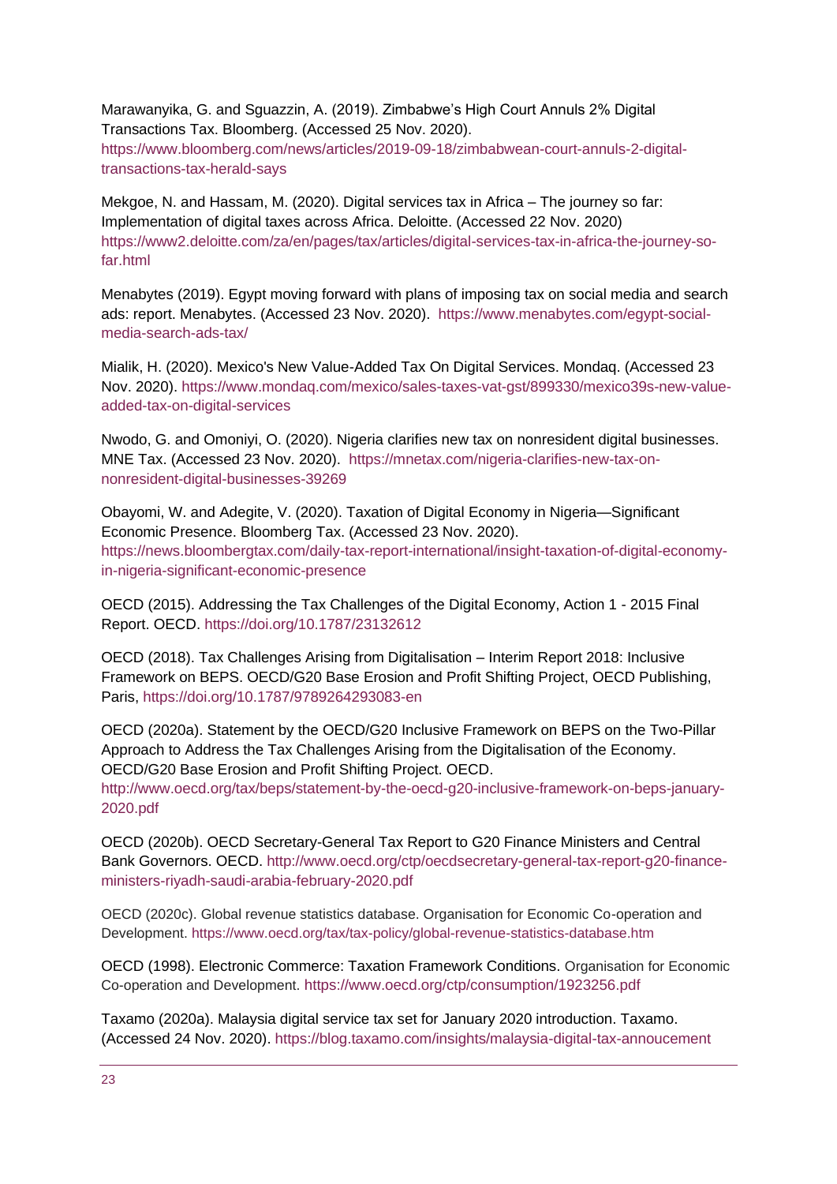Marawanyika, G. and Sguazzin, A. (2019). Zimbabwe's High Court Annuls 2% Digital Transactions Tax. Bloomberg. (Accessed 25 Nov. 2020). https://www.bloomberg.com/news/articles/2019-09-18/zimbabwean-court-annuls-2-digital-transactions-tax-herald-says

Mekgoe, N. and Hassam, M. (2020). Digital services tax in Africa – The journey so far: Implementation of digital taxes across Africa. Deloitte. (Accessed 22 Nov. 2020) https://www2.deloitte.com/za/en/pages/tax/articles/digital-services-tax-in-africa-the-journey-so-far.html

Menabytes (2019). Egypt moving forward with plans of imposing tax on social media and search ads: report. Menabytes. (Accessed 23 Nov. 2020). https://www.menabytes.com/egypt-social-media-search-ads-tax/

Mialik, H. (2020). Mexico's New Value-Added Tax On Digital Services. Mondaq. (Accessed 23 Nov. 2020). https://www.mondaq.com/mexico/sales-taxes-vat-gst/899330/mexico39s-new-value-added-tax-on-digital-services

Nwodo, G. and Omoniyi, O. (2020). Nigeria clarifies new tax on nonresident digital businesses. MNE Tax. (Accessed 23 Nov. 2020). https://mnetax.com/nigeria-clarifies-new-tax-on-nonresident-digital-businesses-39269

Obayomi, W. and Adegite, V. (2020). Taxation of Digital Economy in Nigeria—Significant Economic Presence. Bloomberg Tax. (Accessed 23 Nov. 2020). https://news.bloombergtax.com/daily-tax-report-international/insight-taxation-of-digital-economy-in-nigeria-significant-economic-presence

OECD (2015). Addressing the Tax Challenges of the Digital Economy, Action 1 - 2015 Final Report. OECD. https://doi.org/10.1787/23132612

OECD (2018). Tax Challenges Arising from Digitalisation – Interim Report 2018: Inclusive Framework on BEPS. OECD/G20 Base Erosion and Profit Shifting Project, OECD Publishing, Paris, https://doi.org/10.1787/9789264293083-en

OECD (2020a). Statement by the OECD/G20 Inclusive Framework on BEPS on the Two-Pillar Approach to Address the Tax Challenges Arising from the Digitalisation of the Economy. OECD/G20 Base Erosion and Profit Shifting Project. OECD. http://www.oecd.org/tax/beps/statement-by-the-oecd-g20-inclusive-framework-on-beps-january-2020.pdf

OECD (2020b). OECD Secretary-General Tax Report to G20 Finance Ministers and Central Bank Governors. OECD. http://www.oecd.org/ctp/oecdsecretary-general-tax-report-g20-finance-ministers-riyadh-saudi-arabia-february-2020.pdf

OECD (2020c). Global revenue statistics database. Organisation for Economic Co-operation and Development. https://www.oecd.org/tax/tax-policy/global-revenue-statistics-database.htm

OECD (1998). Electronic Commerce: Taxation Framework Conditions. Organisation for Economic Co-operation and Development. https://www.oecd.org/ctp/consumption/1923256.pdf

Taxamo (2020a). Malaysia digital service tax set for January 2020 introduction. Taxamo. (Accessed 24 Nov. 2020). https://blog.taxamo.com/insights/malaysia-digital-tax-annoucement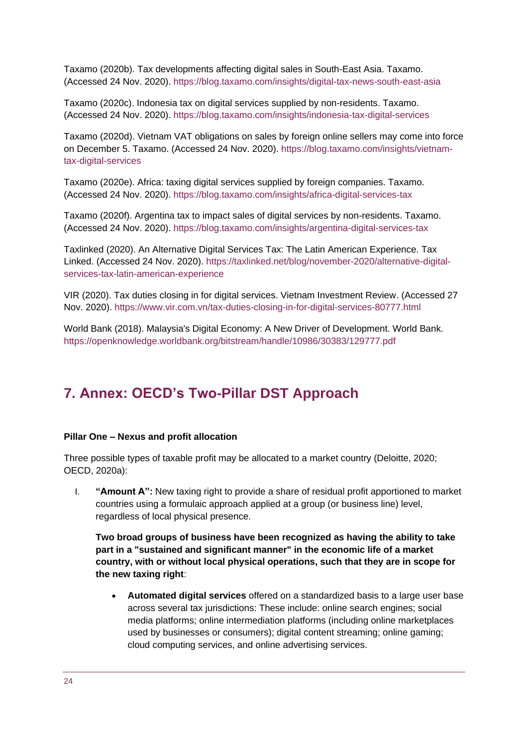Taxamo (2020b). Tax developments affecting digital sales in South-East Asia. Taxamo. (Accessed 24 Nov. 2020). https://blog.taxamo.com/insights/digital-tax-news-south-east-asia

Taxamo (2020c). Indonesia tax on digital services supplied by non-residents. Taxamo. (Accessed 24 Nov. 2020). https://blog.taxamo.com/insights/indonesia-tax-digital-services

Taxamo (2020d). Vietnam VAT obligations on sales by foreign online sellers may come into force on December 5. Taxamo. (Accessed 24 Nov. 2020). https://blog.taxamo.com/insights/vietnam-tax-digital-services

Taxamo (2020e). Africa: taxing digital services supplied by foreign companies. Taxamo. (Accessed 24 Nov. 2020). https://blog.taxamo.com/insights/africa-digital-services-tax

Taxamo (2020f). Argentina tax to impact sales of digital services by non-residents. Taxamo. (Accessed 24 Nov. 2020). https://blog.taxamo.com/insights/argentina-digital-services-tax

Taxlinked (2020). An Alternative Digital Services Tax: The Latin American Experience. Tax Linked. (Accessed 24 Nov. 2020). https://taxlinked.net/blog/november-2020/alternative-digital-services-tax-latin-american-experience

VIR (2020). Tax duties closing in for digital services. Vietnam Investment Review. (Accessed 27 Nov. 2020). https://www.vir.com.vn/tax-duties-closing-in-for-digital-services-80777.html

World Bank (2018). Malaysia's Digital Economy: A New Driver of Development. World Bank. https://openknowledge.worldbank.org/bitstream/handle/10986/30383/129777.pdf

# 7. Annex: OECD's Two-Pillar DST Approach

**Pillar One – Nexus and profit allocation**

Three possible types of taxable profit may be allocated to a market country (Deloitte, 2020; OECD, 2020a):

I. **"Amount A":** New taxing right to provide a share of residual profit apportioned to market countries using a formulaic approach applied at a group (or business line) level, regardless of local physical presence.

   **Two broad groups of business have been recognized as having the ability to take part in a "sustained and significant manner" in the economic life of a market country, with or without local physical operations, such that they are in scope for the new taxing right**:

   - **Automated digital services** offered on a standardized basis to a large user base across several tax jurisdictions: These include: online search engines; social media platforms; online intermediation platforms (including online marketplaces used by businesses or consumers); digital content streaming; online gaming; cloud computing services, and online advertising services.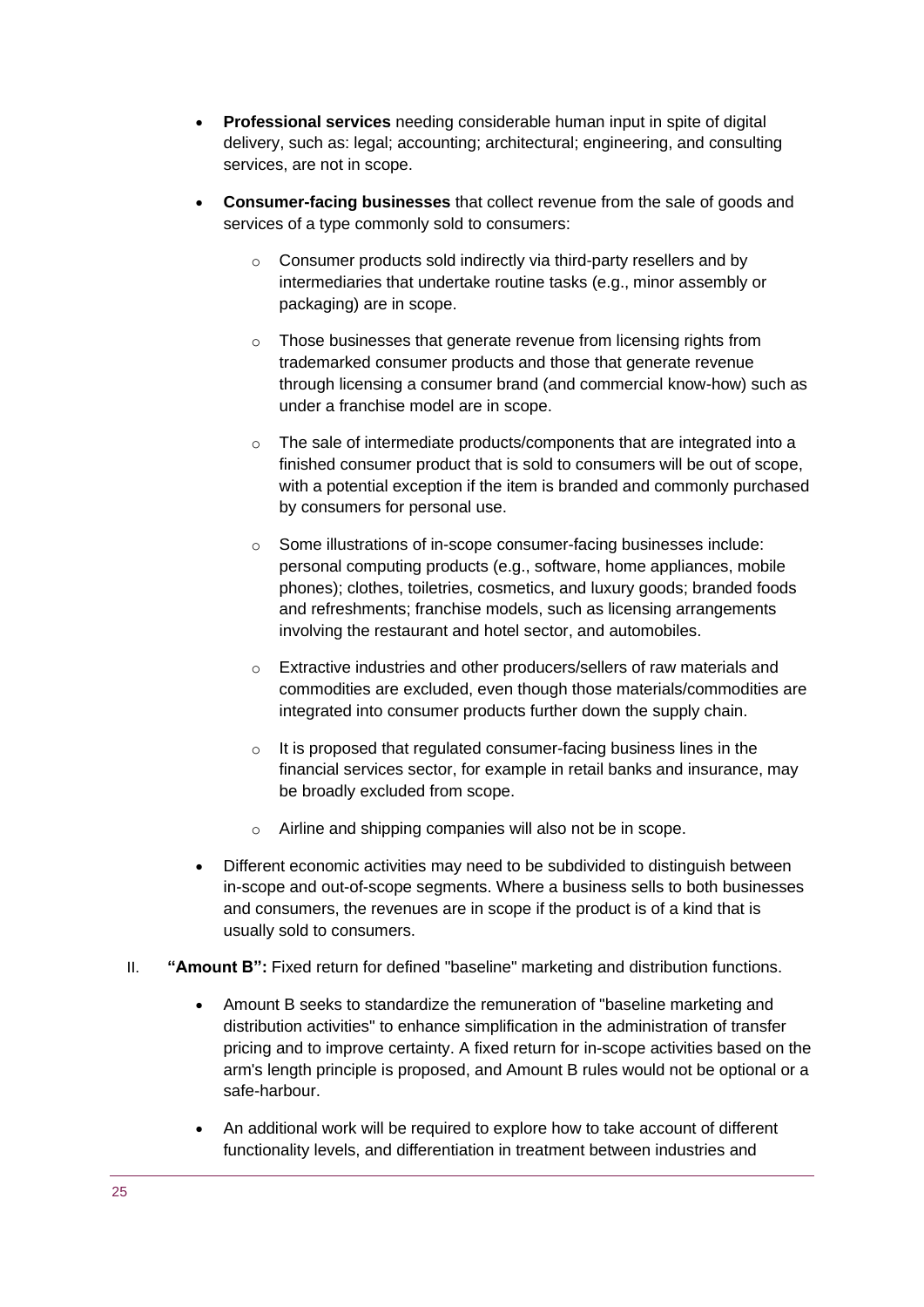- **Professional services** needing considerable human input in spite of digital delivery, such as: legal; accounting; architectural; engineering, and consulting services, are not in scope.
- **Consumer-facing businesses** that collect revenue from the sale of goods and services of a type commonly sold to consumers:
  - Consumer products sold indirectly via third-party resellers and by intermediaries that undertake routine tasks (e.g., minor assembly or packaging) are in scope.
  - Those businesses that generate revenue from licensing rights from trademarked consumer products and those that generate revenue through licensing a consumer brand (and commercial know-how) such as under a franchise model are in scope.
  - The sale of intermediate products/components that are integrated into a finished consumer product that is sold to consumers will be out of scope, with a potential exception if the item is branded and commonly purchased by consumers for personal use.
  - Some illustrations of in-scope consumer-facing businesses include: personal computing products (e.g., software, home appliances, mobile phones); clothes, toiletries, cosmetics, and luxury goods; branded foods and refreshments; franchise models, such as licensing arrangements involving the restaurant and hotel sector, and automobiles.
  - Extractive industries and other producers/sellers of raw materials and commodities are excluded, even though those materials/commodities are integrated into consumer products further down the supply chain.
  - It is proposed that regulated consumer-facing business lines in the financial services sector, for example in retail banks and insurance, may be broadly excluded from scope.
  - Airline and shipping companies will also not be in scope.
- Different economic activities may need to be subdivided to distinguish between in-scope and out-of-scope segments. Where a business sells to both businesses and consumers, the revenues are in scope if the product is of a kind that is usually sold to consumers.

II. **"Amount B":** Fixed return for defined "baseline" marketing and distribution functions.

- Amount B seeks to standardize the remuneration of "baseline marketing and distribution activities" to enhance simplification in the administration of transfer pricing and to improve certainty. A fixed return for in-scope activities based on the arm's length principle is proposed, and Amount B rules would not be optional or a safe-harbour.
- An additional work will be required to explore how to take account of different functionality levels, and differentiation in treatment between industries and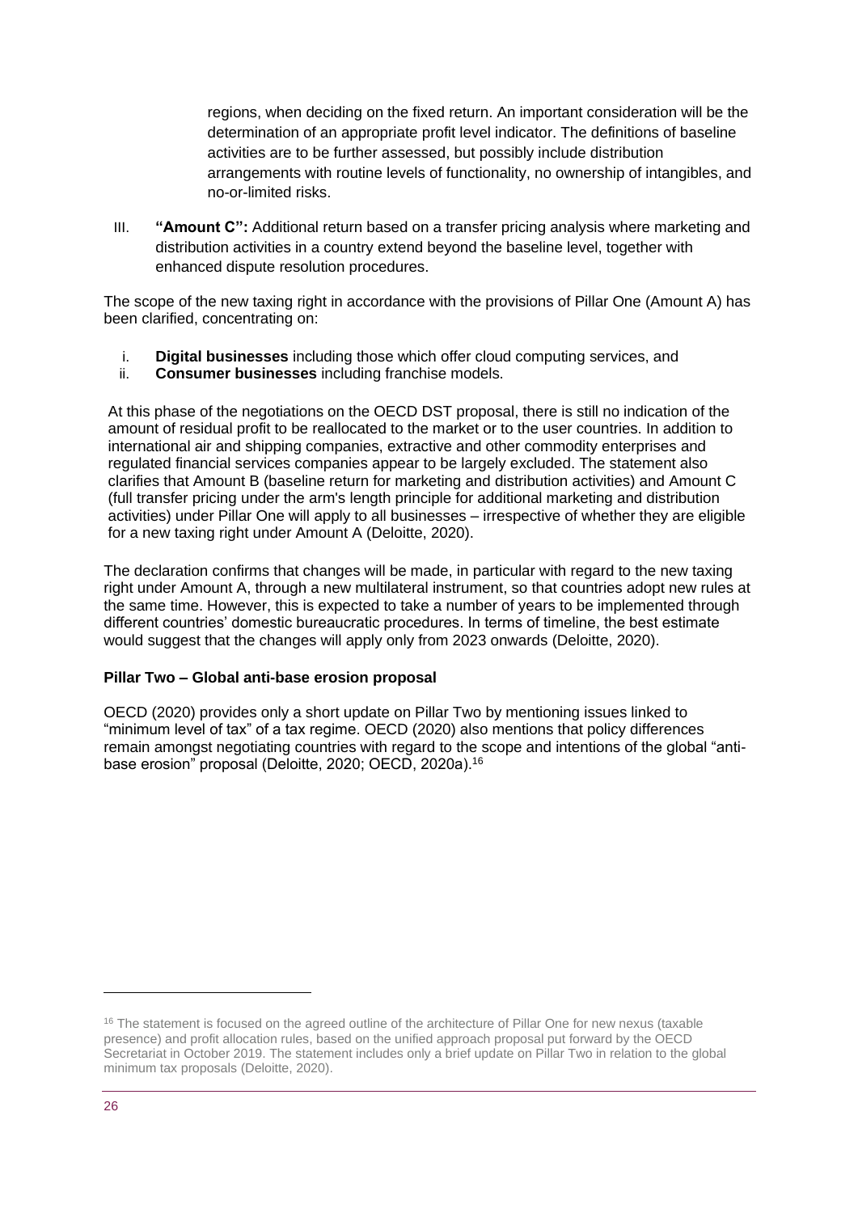regions, when deciding on the fixed return. An important consideration will be the determination of an appropriate profit level indicator. The definitions of baseline activities are to be further assessed, but possibly include distribution arrangements with routine levels of functionality, no ownership of intangibles, and no-or-limited risks.

III. **"Amount C":** Additional return based on a transfer pricing analysis where marketing and distribution activities in a country extend beyond the baseline level, together with enhanced dispute resolution procedures.

The scope of the new taxing right in accordance with the provisions of Pillar One (Amount A) has been clarified, concentrating on:

i. **Digital businesses** including those which offer cloud computing services, and
ii. **Consumer businesses** including franchise models.

At this phase of the negotiations on the OECD DST proposal, there is still no indication of the amount of residual profit to be reallocated to the market or to the user countries. In addition to international air and shipping companies, extractive and other commodity enterprises and regulated financial services companies appear to be largely excluded. The statement also clarifies that Amount B (baseline return for marketing and distribution activities) and Amount C (full transfer pricing under the arm's length principle for additional marketing and distribution activities) under Pillar One will apply to all businesses – irrespective of whether they are eligible for a new taxing right under Amount A (Deloitte, 2020).

The declaration confirms that changes will be made, in particular with regard to the new taxing right under Amount A, through a new multilateral instrument, so that countries adopt new rules at the same time. However, this is expected to take a number of years to be implemented through different countries' domestic bureaucratic procedures. In terms of timeline, the best estimate would suggest that the changes will apply only from 2023 onwards (Deloitte, 2020).

**Pillar Two – Global anti-base erosion proposal**

OECD (2020) provides only a short update on Pillar Two by mentioning issues linked to "minimum level of tax" of a tax regime. OECD (2020) also mentions that policy differences remain amongst negotiating countries with regard to the scope and intentions of the global "anti-base erosion" proposal (Deloitte, 2020; OECD, 2020a).[16]

[16] The statement is focused on the agreed outline of the architecture of Pillar One for new nexus (taxable presence) and profit allocation rules, based on the unified approach proposal put forward by the OECD Secretariat in October 2019. The statement includes only a brief update on Pillar Two in relation to the global minimum tax proposals (Deloitte, 2020).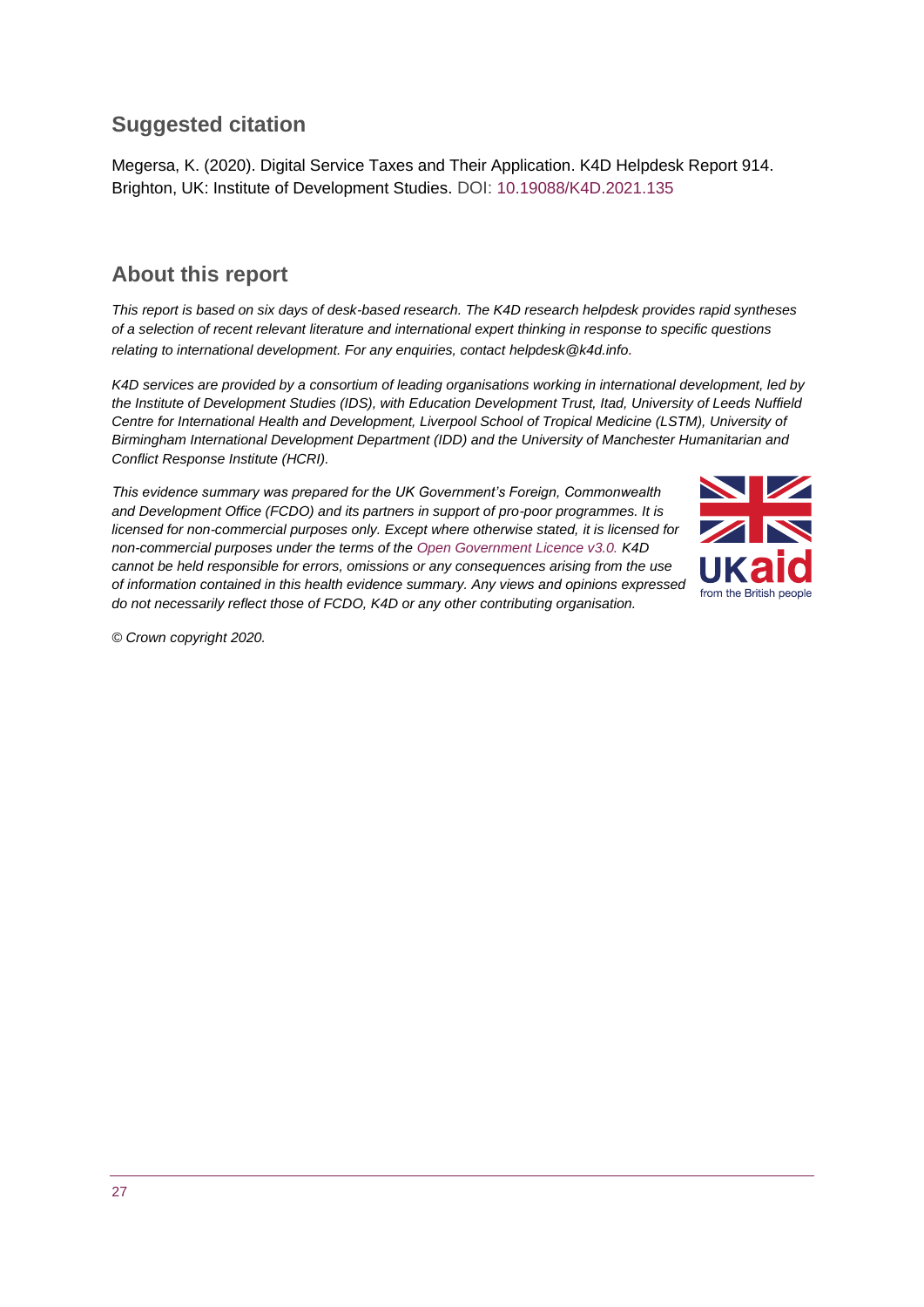## Suggested citation

Megersa, K. (2020). Digital Service Taxes and Their Application. K4D Helpdesk Report 914. Brighton, UK: Institute of Development Studies. DOI: 10.19088/K4D.2021.135

## About this report

*This report is based on six days of desk-based research. The K4D research helpdesk provides rapid syntheses of a selection of recent relevant literature and international expert thinking in response to specific questions relating to international development. For any enquiries, contact helpdesk@k4d.info.*

*K4D services are provided by a consortium of leading organisations working in international development, led by the Institute of Development Studies (IDS), with Education Development Trust, Itad, University of Leeds Nuffield Centre for International Health and Development, Liverpool School of Tropical Medicine (LSTM), University of Birmingham International Development Department (IDD) and the University of Manchester Humanitarian and Conflict Response Institute (HCRI).*

*This evidence summary was prepared for the UK Government's Foreign, Commonwealth and Development Office (FCDO) and its partners in support of pro-poor programmes. It is licensed for non-commercial purposes only. Except where otherwise stated, it is licensed for non-commercial purposes under the terms of the Open Government Licence v3.0. K4D cannot be held responsible for errors, omissions or any consequences arising from the use of information contained in this health evidence summary. Any views and opinions expressed do not necessarily reflect those of FCDO, K4D or any other contributing organisation.*

UKaid from the British people

*© Crown copyright 2020.*